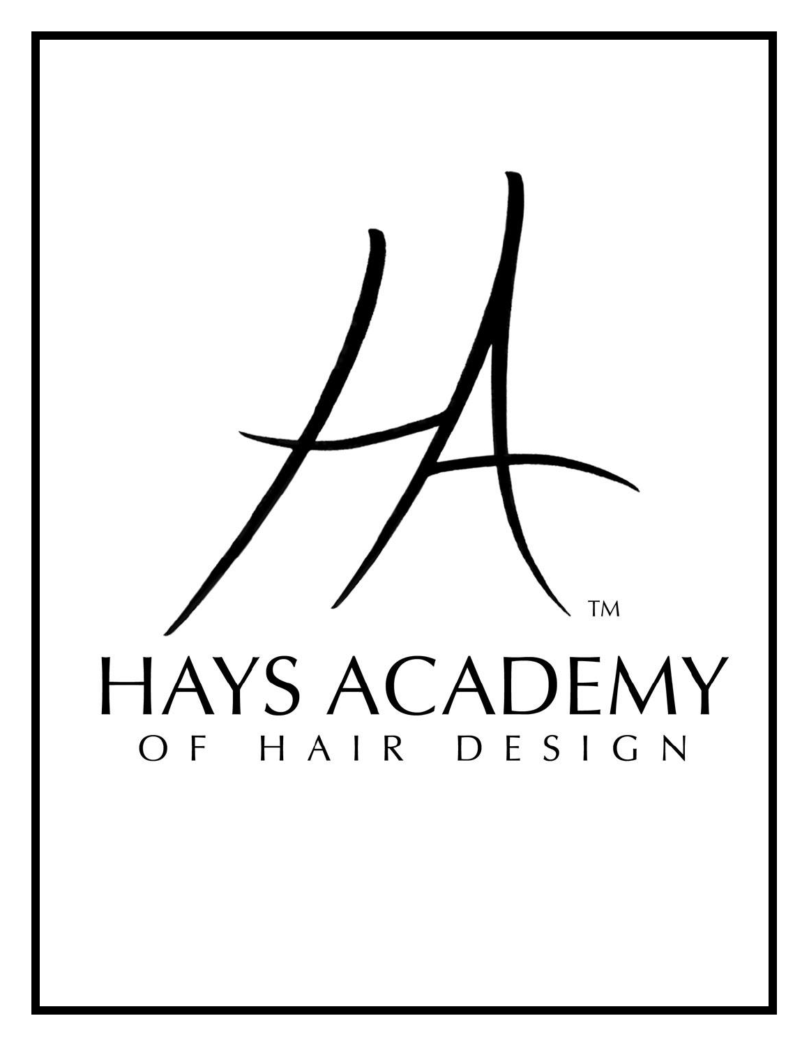# HAYS ACADEMY

## OF HAIR DESIGN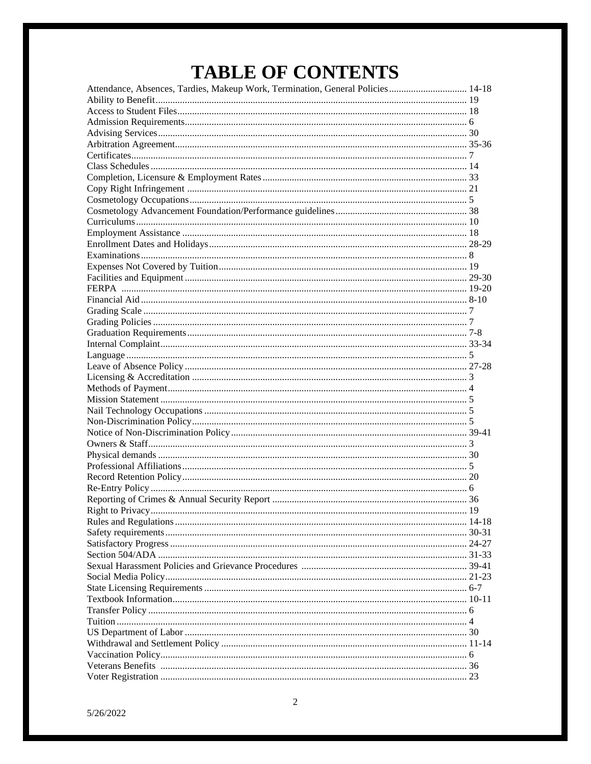# TABLE OF CONTENTS

Attendance, Absences, Tardies, Makeup Work, Termination, General Policies ................................ 14-18
Ability to Benefit ........................................................................................................................ 19
Access to Student Files ............................................................................................................... 18
Admission Requirements ............................................................................................................. 6
Advising Services ....................................................................................................................... 30
Arbitration Agreement ................................................................................................................ 35-36
Certificates .................................................................................................................................. 7
Class Schedules .......................................................................................................................... 14
Completion, Licensure & Employment Rates ............................................................................. 33
Copy Right Infringement ............................................................................................................ 21
Cosmetology Occupations ........................................................................................................... 5
Cosmetology Advancement Foundation/Performance guidelines ................................................ 38
Curriculums ................................................................................................................................ 10
Employment Assistance .............................................................................................................. 18
Enrollment Dates and Holidays ................................................................................................... 28-29
Examinations .............................................................................................................................. 8
Expenses Not Covered by Tuition ............................................................................................... 19
Facilities and Equipment ............................................................................................................. 29-30
FERPA ........................................................................................................................................ 19-20
Financial Aid ............................................................................................................................... 8-10
Grading Scale .............................................................................................................................. 7
Grading Policies .......................................................................................................................... 7
Graduation Requirements ............................................................................................................ 7-8
Internal Complaint ....................................................................................................................... 33-34
Language .................................................................................................................................... 5
Leave of Absence Policy ............................................................................................................. 27-28
Licensing & Accreditation .......................................................................................................... 3
Methods of Payment .................................................................................................................... 4
Mission Statement ....................................................................................................................... 5
Nail Technology Occupations ..................................................................................................... 5
Non-Discrimination Policy .......................................................................................................... 5
Notice of Non-Discrimination Policy .......................................................................................... 39-41
Owners & Staff ........................................................................................................................... 3
Physical demands ........................................................................................................................ 30
Professional Affiliations .............................................................................................................. 5
Record Retention Policy .............................................................................................................. 20
Re-Entry Policy ........................................................................................................................... 6
Reporting of Crimes & Annual Security Report .......................................................................... 36
Right to Privacy ........................................................................................................................... 19
Rules and Regulations ................................................................................................................. 14-18
Safety requirements ..................................................................................................................... 30-31
Satisfactory Progress ................................................................................................................... 24-27
Section 504/ADA ........................................................................................................................ 31-33
Sexual Harassment Policies and Grievance Procedures .............................................................. 39-41
Social Media Policy ..................................................................................................................... 21-23
State Licensing Requirements ..................................................................................................... 6-7
Textbook Information .................................................................................................................. 10-11
Transfer Policy ............................................................................................................................ 6
Tuition ......................................................................................................................................... 4
US Department of Labor .............................................................................................................. 30
Withdrawal and Settlement Policy ............................................................................................... 11-14
Vaccination Policy ....................................................................................................................... 6
Veterans Benefits ........................................................................................................................ 36
Voter Registration ....................................................................................................................... 23

5/26/2022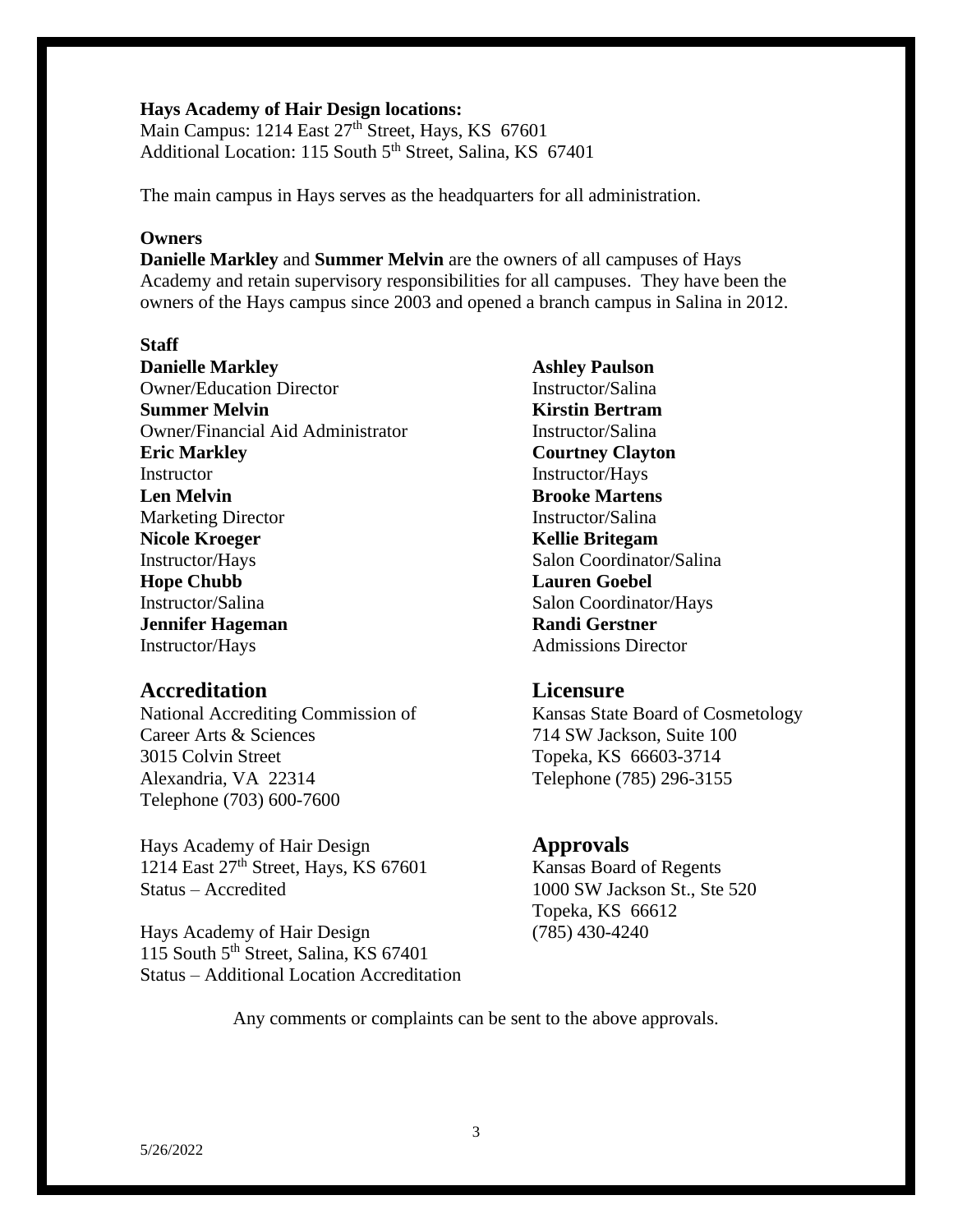**Hays Academy of Hair Design locations:**
Main Campus: 1214 East 27th Street, Hays, KS 67601
Additional Location: 115 South 5th Street, Salina, KS 67401

The main campus in Hays serves as the headquarters for all administration.

**Owners**

**Danielle Markley** and **Summer Melvin** are the owners of all campuses of Hays Academy and retain supervisory responsibilities for all campuses. They have been the owners of the Hays campus since 2003 and opened a branch campus in Salina in 2012.

**Staff**

**Danielle Markley**
Owner/Education Director

**Summer Melvin**
Owner/Financial Aid Administrator

**Eric Markley**
Instructor

**Len Melvin**
Marketing Director

**Nicole Kroeger**
Instructor/Hays

**Hope Chubb**
Instructor/Salina

**Jennifer Hageman**
Instructor/Hays

**Ashley Paulson**
Instructor/Salina

**Kirstin Bertram**
Instructor/Salina

**Courtney Clayton**
Instructor/Hays

**Brooke Martens**
Instructor/Salina

**Kellie Britegam**
Salon Coordinator/Salina

**Lauren Goebel**
Salon Coordinator/Hays

**Randi Gerstner**
Admissions Director

## Accreditation

National Accrediting Commission of Career Arts & Sciences
3015 Colvin Street
Alexandria, VA 22314
Telephone (703) 600-7600

Hays Academy of Hair Design
1214 East 27th Street, Hays, KS 67601
Status – Accredited

Hays Academy of Hair Design
115 South 5th Street, Salina, KS 67401
Status – Additional Location Accreditation

## Licensure

Kansas State Board of Cosmetology
714 SW Jackson, Suite 100
Topeka, KS 66603-3714
Telephone (785) 296-3155

## Approvals

Kansas Board of Regents
1000 SW Jackson St., Ste 520
Topeka, KS 66612
(785) 430-4240

Any comments or complaints can be sent to the above approvals.

5/26/2022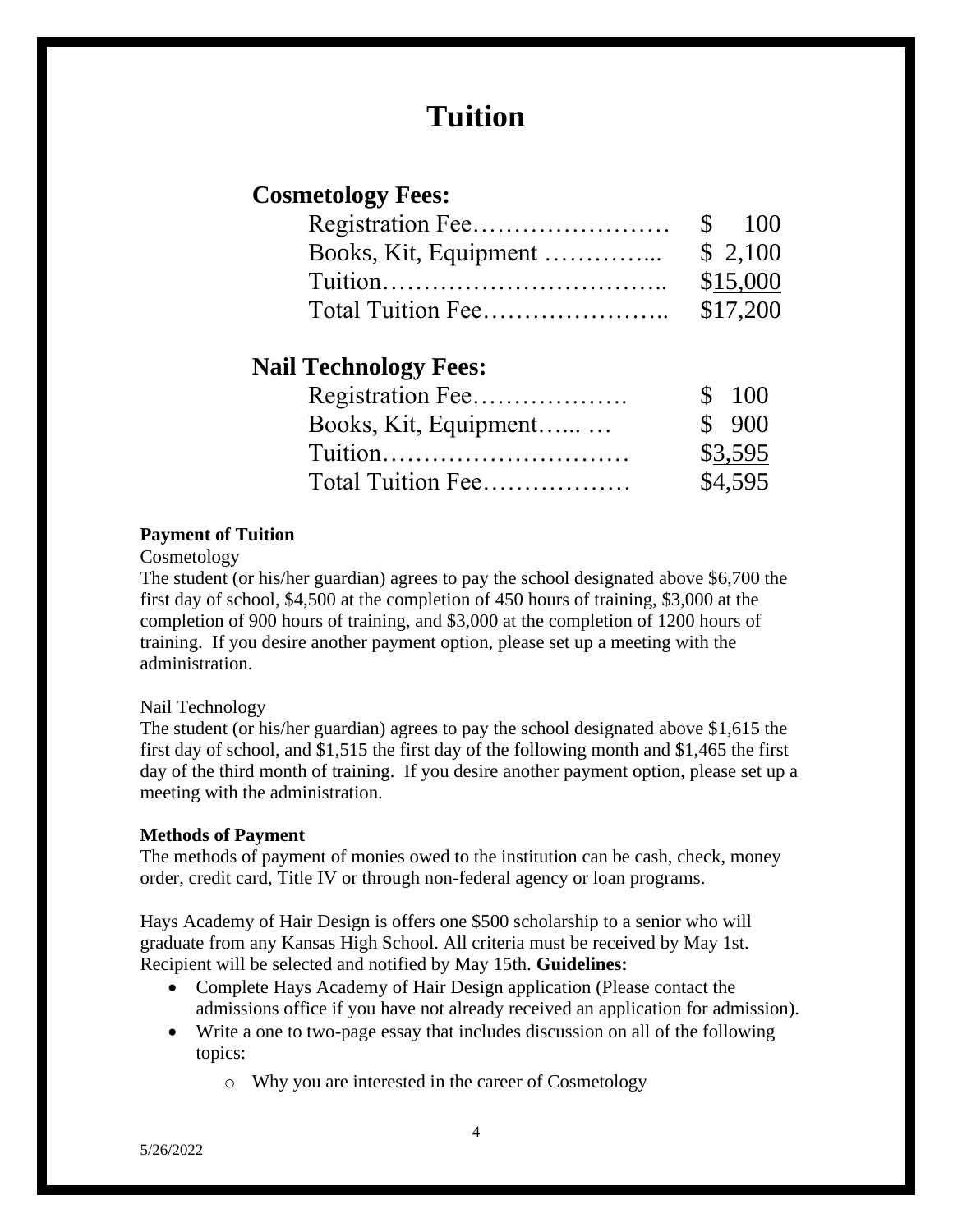# Tuition

## Cosmetology Fees:

| | |
|---|---|
| Registration Fee…………………… | $ 100 |
| Books, Kit, Equipment ………….. | $ 2,100 |
| Tuition…………………………….. | $15,000 |
| Total Tuition Fee………………….. | $17,200 |

## Nail Technology Fees:

| | |
|---|---|
| Registration Fee………………. | $ 100 |
| Books, Kit, Equipment…... … | $ 900 |
| Tuition………………………… | $3,595 |
| Total Tuition Fee……………… | $4,595 |

**Payment of Tuition**

Cosmetology

The student (or his/her guardian) agrees to pay the school designated above $6,700 the first day of school, $4,500 at the completion of 450 hours of training, $3,000 at the completion of 900 hours of training, and $3,000 at the completion of 1200 hours of training. If you desire another payment option, please set up a meeting with the administration.

Nail Technology

The student (or his/her guardian) agrees to pay the school designated above $1,615 the first day of school, and $1,515 the first day of the following month and $1,465 the first day of the third month of training. If you desire another payment option, please set up a meeting with the administration.

**Methods of Payment**

The methods of payment of monies owed to the institution can be cash, check, money order, credit card, Title IV or through non-federal agency or loan programs.

Hays Academy of Hair Design is offers one $500 scholarship to a senior who will graduate from any Kansas High School. All criteria must be received by May 1st. Recipient will be selected and notified by May 15th. **Guidelines:**

- Complete Hays Academy of Hair Design application (Please contact the admissions office if you have not already received an application for admission).
- Write a one to two-page essay that includes discussion on all of the following topics:
    - Why you are interested in the career of Cosmetology

5/26/2022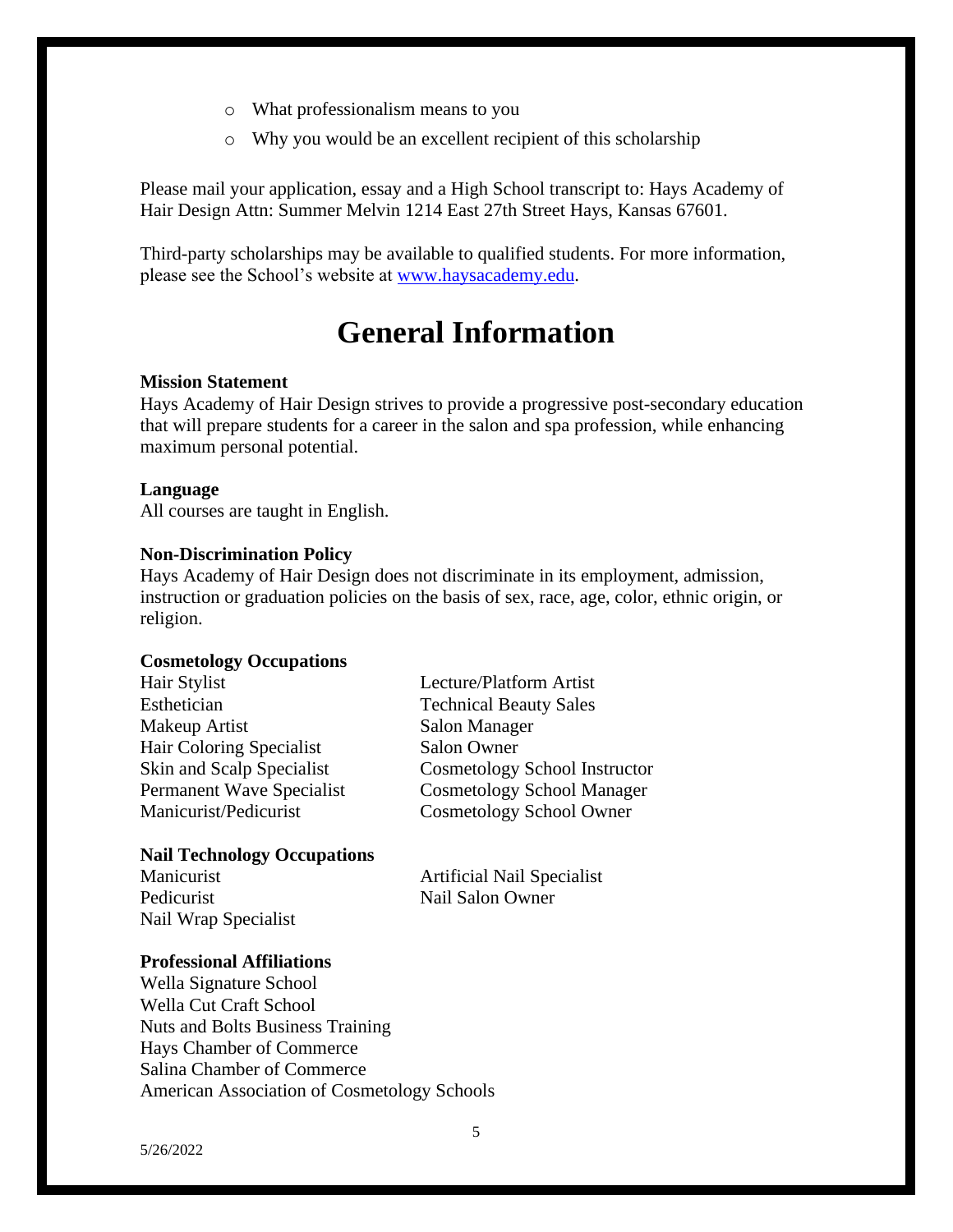- What professionalism means to you
- Why you would be an excellent recipient of this scholarship

Please mail your application, essay and a High School transcript to: Hays Academy of Hair Design Attn: Summer Melvin 1214 East 27th Street Hays, Kansas 67601.

Third-party scholarships may be available to qualified students. For more information, please see the School's website at [www.haysacademy.edu](www.haysacademy.edu).

# General Information

**Mission Statement**
Hays Academy of Hair Design strives to provide a progressive post-secondary education that will prepare students for a career in the salon and spa profession, while enhancing maximum personal potential.

**Language**
All courses are taught in English.

**Non-Discrimination Policy**
Hays Academy of Hair Design does not discriminate in its employment, admission, instruction or graduation policies on the basis of sex, race, age, color, ethnic origin, or religion.

**Cosmetology Occupations**

Hair Stylist
Esthetician
Makeup Artist
Hair Coloring Specialist
Skin and Scalp Specialist
Permanent Wave Specialist
Manicurist/Pedicurist
Lecture/Platform Artist
Technical Beauty Sales
Salon Manager
Salon Owner
Cosmetology School Instructor
Cosmetology School Manager
Cosmetology School Owner

**Nail Technology Occupations**

Manicurist
Pedicurist
Nail Wrap Specialist
Artificial Nail Specialist
Nail Salon Owner

**Professional Affiliations**
Wella Signature School
Wella Cut Craft School
Nuts and Bolts Business Training
Hays Chamber of Commerce
Salina Chamber of Commerce
American Association of Cosmetology Schools

5/26/2022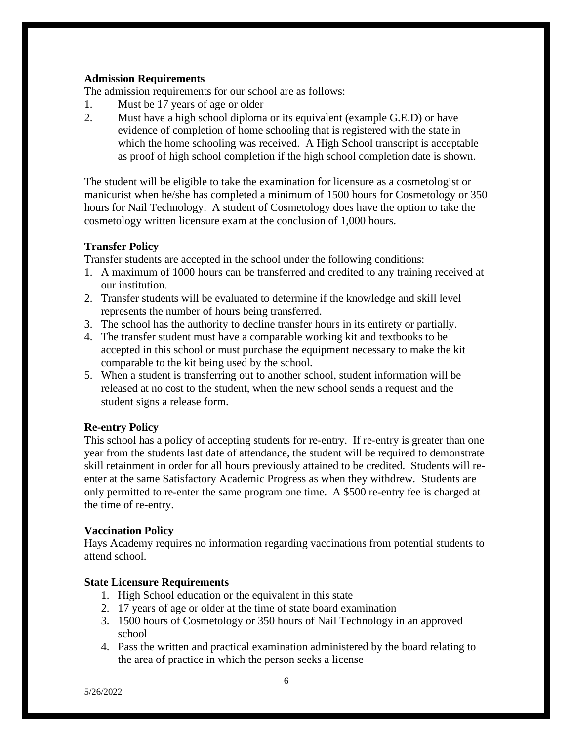**Admission Requirements**

The admission requirements for our school are as follows:

1. Must be 17 years of age or older
2. Must have a high school diploma or its equivalent (example G.E.D) or have evidence of completion of home schooling that is registered with the state in which the home schooling was received. A High School transcript is acceptable as proof of high school completion if the high school completion date is shown.

The student will be eligible to take the examination for licensure as a cosmetologist or manicurist when he/she has completed a minimum of 1500 hours for Cosmetology or 350 hours for Nail Technology. A student of Cosmetology does have the option to take the cosmetology written licensure exam at the conclusion of 1,000 hours.

**Transfer Policy**

Transfer students are accepted in the school under the following conditions:

1. A maximum of 1000 hours can be transferred and credited to any training received at our institution.
2. Transfer students will be evaluated to determine if the knowledge and skill level represents the number of hours being transferred.
3. The school has the authority to decline transfer hours in its entirety or partially.
4. The transfer student must have a comparable working kit and textbooks to be accepted in this school or must purchase the equipment necessary to make the kit comparable to the kit being used by the school.
5. When a student is transferring out to another school, student information will be released at no cost to the student, when the new school sends a request and the student signs a release form.

**Re-entry Policy**

This school has a policy of accepting students for re-entry. If re-entry is greater than one year from the students last date of attendance, the student will be required to demonstrate skill retainment in order for all hours previously attained to be credited. Students will re-enter at the same Satisfactory Academic Progress as when they withdrew. Students are only permitted to re-enter the same program one time. A $500 re-entry fee is charged at the time of re-entry.

**Vaccination Policy**

Hays Academy requires no information regarding vaccinations from potential students to attend school.

**State Licensure Requirements**

1. High School education or the equivalent in this state
2. 17 years of age or older at the time of state board examination
3. 1500 hours of Cosmetology or 350 hours of Nail Technology in an approved school
4. Pass the written and practical examination administered by the board relating to the area of practice in which the person seeks a license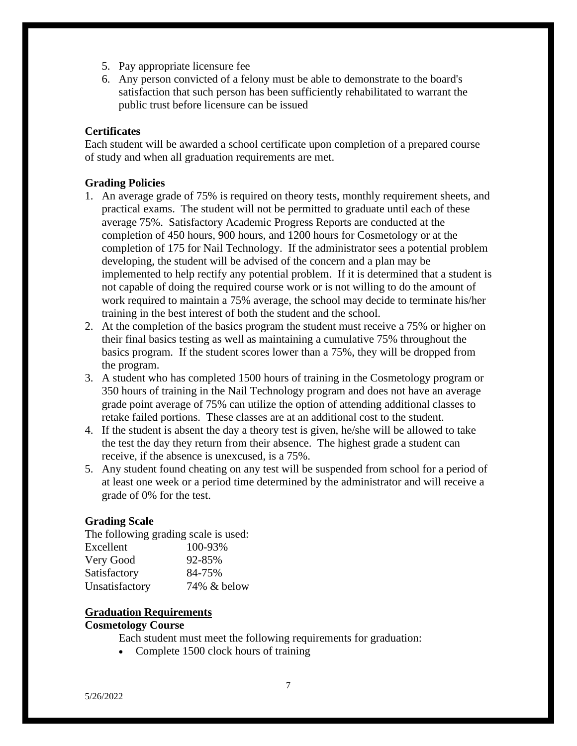5. Pay appropriate licensure fee
6. Any person convicted of a felony must be able to demonstrate to the board's satisfaction that such person has been sufficiently rehabilitated to warrant the public trust before licensure can be issued

**Certificates**

Each student will be awarded a school certificate upon completion of a prepared course of study and when all graduation requirements are met.

**Grading Policies**

1. An average grade of 75% is required on theory tests, monthly requirement sheets, and practical exams. The student will not be permitted to graduate until each of these average 75%. Satisfactory Academic Progress Reports are conducted at the completion of 450 hours, 900 hours, and 1200 hours for Cosmetology or at the completion of 175 for Nail Technology. If the administrator sees a potential problem developing, the student will be advised of the concern and a plan may be implemented to help rectify any potential problem. If it is determined that a student is not capable of doing the required course work or is not willing to do the amount of work required to maintain a 75% average, the school may decide to terminate his/her training in the best interest of both the student and the school.
2. At the completion of the basics program the student must receive a 75% or higher on their final basics testing as well as maintaining a cumulative 75% throughout the basics program. If the student scores lower than a 75%, they will be dropped from the program.
3. A student who has completed 1500 hours of training in the Cosmetology program or 350 hours of training in the Nail Technology program and does not have an average grade point average of 75% can utilize the option of attending additional classes to retake failed portions. These classes are at an additional cost to the student.
4. If the student is absent the day a theory test is given, he/she will be allowed to take the test the day they return from their absence. The highest grade a student can receive, if the absence is unexcused, is a 75%.
5. Any student found cheating on any test will be suspended from school for a period of at least one week or a period time determined by the administrator and will receive a grade of 0% for the test.

**Grading Scale**

The following grading scale is used:

| | |
|---|---|
| Excellent | 100-93% |
| Very Good | 92-85% |
| Satisfactory | 84-75% |
| Unsatisfactory | 74% & below |

**<u>Graduation Requirements</u>**

**Cosmetology Course**

Each student must meet the following requirements for graduation:

- Complete 1500 clock hours of training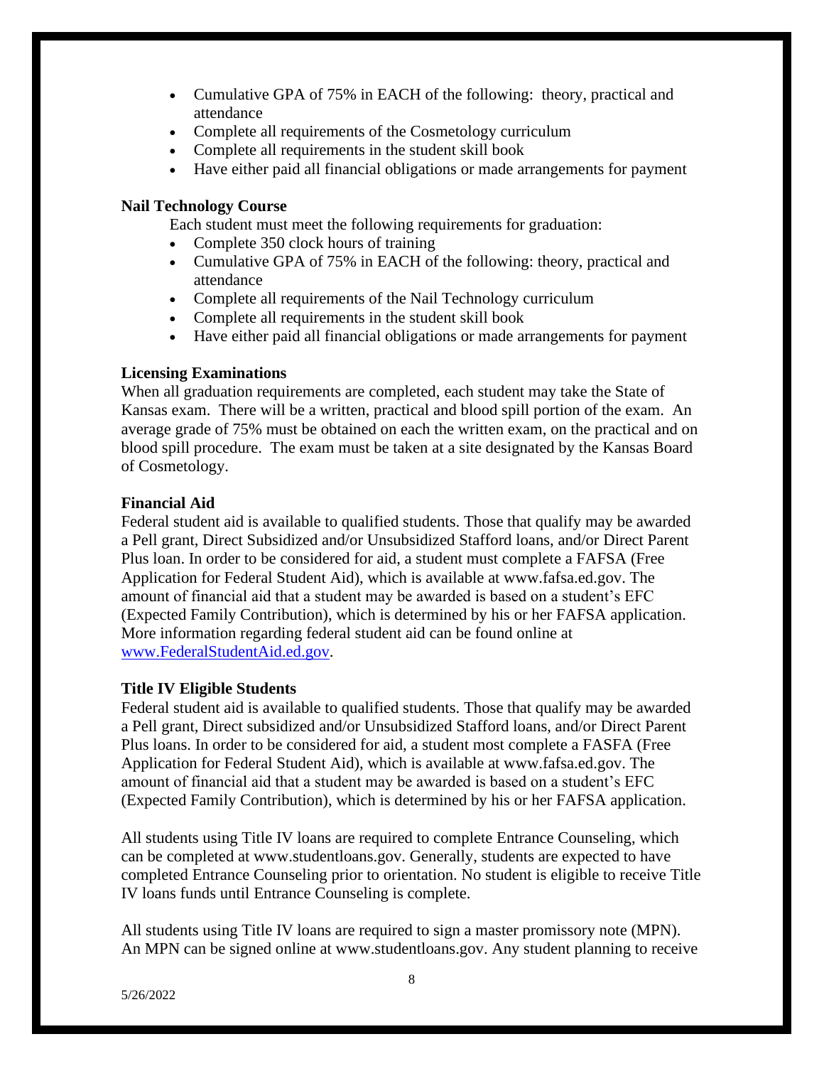- Cumulative GPA of 75% in EACH of the following: theory, practical and attendance
- Complete all requirements of the Cosmetology curriculum
- Complete all requirements in the student skill book
- Have either paid all financial obligations or made arrangements for payment

**Nail Technology Course**

Each student must meet the following requirements for graduation:

- Complete 350 clock hours of training
- Cumulative GPA of 75% in EACH of the following: theory, practical and attendance
- Complete all requirements of the Nail Technology curriculum
- Complete all requirements in the student skill book
- Have either paid all financial obligations or made arrangements for payment

**Licensing Examinations**

When all graduation requirements are completed, each student may take the State of Kansas exam. There will be a written, practical and blood spill portion of the exam. An average grade of 75% must be obtained on each the written exam, on the practical and on blood spill procedure. The exam must be taken at a site designated by the Kansas Board of Cosmetology.

**Financial Aid**

Federal student aid is available to qualified students. Those that qualify may be awarded a Pell grant, Direct Subsidized and/or Unsubsidized Stafford loans, and/or Direct Parent Plus loan. In order to be considered for aid, a student must complete a FAFSA (Free Application for Federal Student Aid), which is available at www.fafsa.ed.gov. The amount of financial aid that a student may be awarded is based on a student's EFC (Expected Family Contribution), which is determined by his or her FAFSA application. More information regarding federal student aid can be found online at www.FederalStudentAid.ed.gov.

**Title IV Eligible Students**

Federal student aid is available to qualified students. Those that qualify may be awarded a Pell grant, Direct subsidized and/or Unsubsidized Stafford loans, and/or Direct Parent Plus loans. In order to be considered for aid, a student most complete a FASFA (Free Application for Federal Student Aid), which is available at www.fafsa.ed.gov. The amount of financial aid that a student may be awarded is based on a student's EFC (Expected Family Contribution), which is determined by his or her FAFSA application.

All students using Title IV loans are required to complete Entrance Counseling, which can be completed at www.studentloans.gov. Generally, students are expected to have completed Entrance Counseling prior to orientation. No student is eligible to receive Title IV loans funds until Entrance Counseling is complete.

All students using Title IV loans are required to sign a master promissory note (MPN). An MPN can be signed online at www.studentloans.gov. Any student planning to receive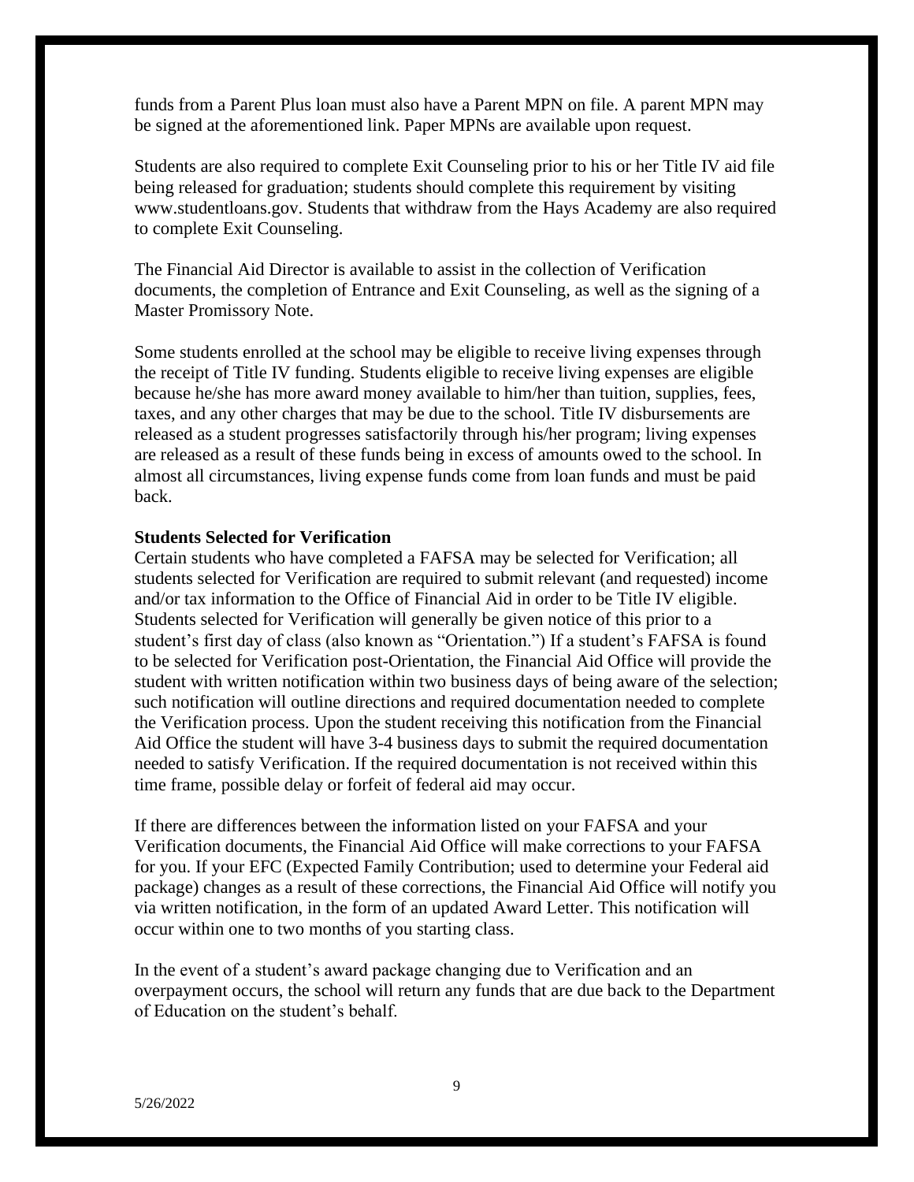funds from a Parent Plus loan must also have a Parent MPN on file. A parent MPN may be signed at the aforementioned link. Paper MPNs are available upon request.

Students are also required to complete Exit Counseling prior to his or her Title IV aid file being released for graduation; students should complete this requirement by visiting www.studentloans.gov. Students that withdraw from the Hays Academy are also required to complete Exit Counseling.

The Financial Aid Director is available to assist in the collection of Verification documents, the completion of Entrance and Exit Counseling, as well as the signing of a Master Promissory Note.

Some students enrolled at the school may be eligible to receive living expenses through the receipt of Title IV funding. Students eligible to receive living expenses are eligible because he/she has more award money available to him/her than tuition, supplies, fees, taxes, and any other charges that may be due to the school. Title IV disbursements are released as a student progresses satisfactorily through his/her program; living expenses are released as a result of these funds being in excess of amounts owed to the school. In almost all circumstances, living expense funds come from loan funds and must be paid back.

**Students Selected for Verification**

Certain students who have completed a FAFSA may be selected for Verification; all students selected for Verification are required to submit relevant (and requested) income and/or tax information to the Office of Financial Aid in order to be Title IV eligible. Students selected for Verification will generally be given notice of this prior to a student's first day of class (also known as "Orientation.") If a student's FAFSA is found to be selected for Verification post-Orientation, the Financial Aid Office will provide the student with written notification within two business days of being aware of the selection; such notification will outline directions and required documentation needed to complete the Verification process. Upon the student receiving this notification from the Financial Aid Office the student will have 3-4 business days to submit the required documentation needed to satisfy Verification. If the required documentation is not received within this time frame, possible delay or forfeit of federal aid may occur.

If there are differences between the information listed on your FAFSA and your Verification documents, the Financial Aid Office will make corrections to your FAFSA for you. If your EFC (Expected Family Contribution; used to determine your Federal aid package) changes as a result of these corrections, the Financial Aid Office will notify you via written notification, in the form of an updated Award Letter. This notification will occur within one to two months of you starting class.

In the event of a student's award package changing due to Verification and an overpayment occurs, the school will return any funds that are due back to the Department of Education on the student's behalf.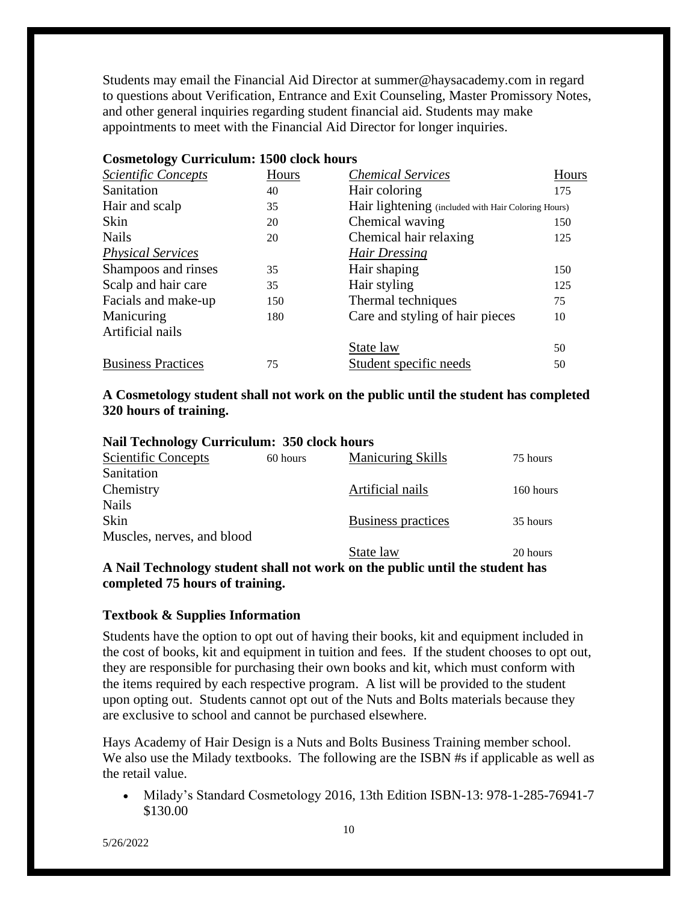Students may email the Financial Aid Director at summer@haysacademy.com in regard to questions about Verification, Entrance and Exit Counseling, Master Promissory Notes, and other general inquiries regarding student financial aid. Students may make appointments to meet with the Financial Aid Director for longer inquiries.

**Cosmetology Curriculum: 1500 clock hours**

| *Scientific Concepts* | Hours | *Chemical Services* | Hours |
|---|---|---|---|
| Sanitation | 40 | Hair coloring | 175 |
| Hair and scalp | 35 | Hair lightening (included with Hair Coloring Hours) | |
| Skin | 20 | Chemical waving | 150 |
| Nails | 20 | Chemical hair relaxing | 125 |
| *Physical Services* | | *Hair Dressing* | |
| Shampoos and rinses | 35 | Hair shaping | 150 |
| Scalp and hair care | 35 | Hair styling | 125 |
| Facials and make-up | 150 | Thermal techniques | 75 |
| Manicuring | 180 | Care and styling of hair pieces | 10 |
| Artificial nails | | | |
| | | State law | 50 |
| Business Practices | 75 | Student specific needs | 50 |

**A Cosmetology student shall not work on the public until the student has completed 320 hours of training.**

**Nail Technology Curriculum: 350 clock hours**

| Scientific Concepts | 60 hours | Manicuring Skills | 75 hours |
|---|---|---|---|
| Sanitation | | | |
| Chemistry | | Artificial nails | 160 hours |
| Nails | | | |
| Skin | | Business practices | 35 hours |
| Muscles, nerves, and blood | | | |
| | | State law | 20 hours |

**A Nail Technology student shall not work on the public until the student has completed 75 hours of training.**

**Textbook & Supplies Information**

Students have the option to opt out of having their books, kit and equipment included in the cost of books, kit and equipment in tuition and fees. If the student chooses to opt out, they are responsible for purchasing their own books and kit, which must conform with the items required by each respective program. A list will be provided to the student upon opting out. Students cannot opt out of the Nuts and Bolts materials because they are exclusive to school and cannot be purchased elsewhere.

Hays Academy of Hair Design is a Nuts and Bolts Business Training member school. We also use the Milady textbooks. The following are the ISBN #s if applicable as well as the retail value.

- Milady's Standard Cosmetology 2016, 13th Edition ISBN-13: 978-1-285-76941-7 $130.00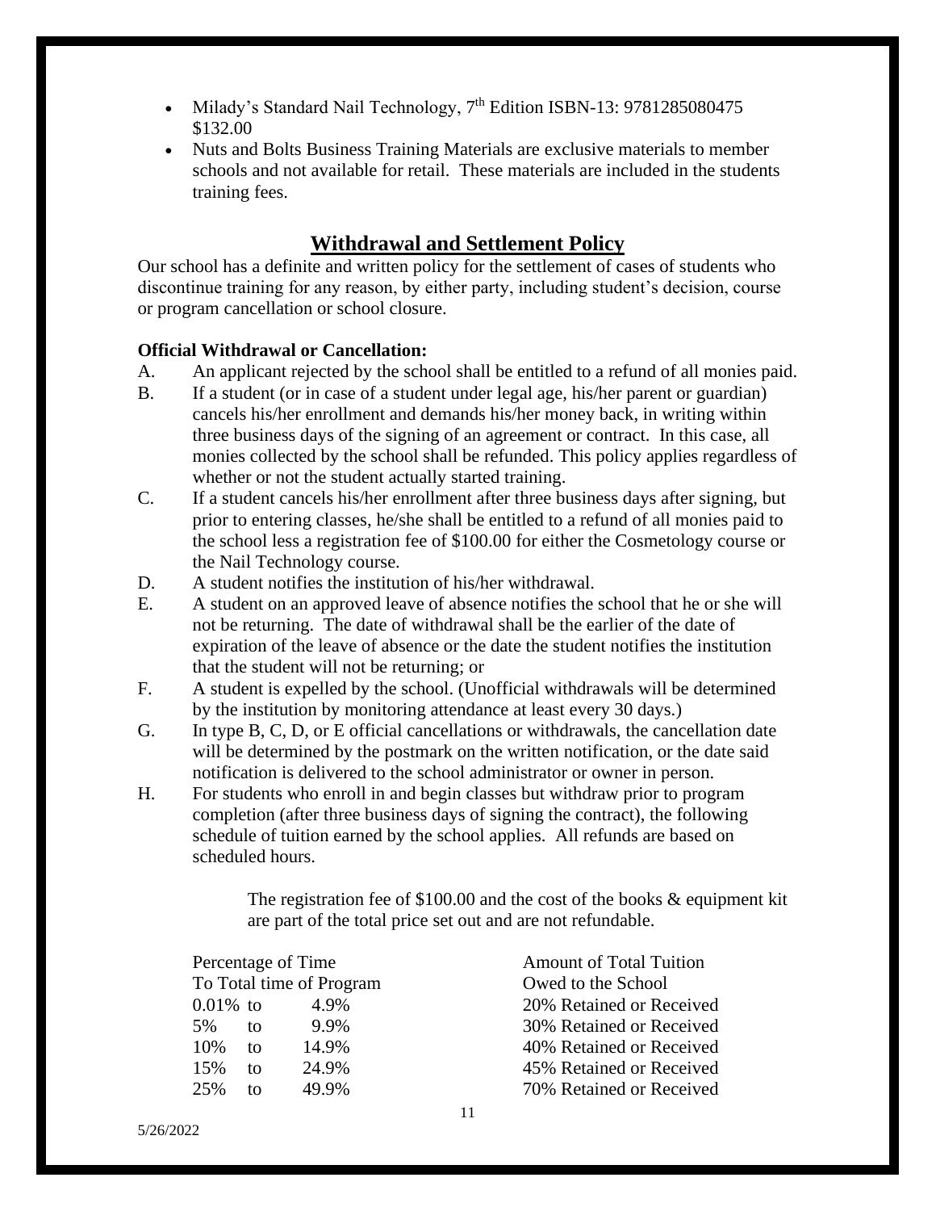- Milady's Standard Nail Technology, 7th Edition ISBN-13: 9781285080475 $132.00
- Nuts and Bolts Business Training Materials are exclusive materials to member schools and not available for retail. These materials are included in the students training fees.

## Withdrawal and Settlement Policy

Our school has a definite and written policy for the settlement of cases of students who discontinue training for any reason, by either party, including student's decision, course or program cancellation or school closure.

**Official Withdrawal or Cancellation:**

A. An applicant rejected by the school shall be entitled to a refund of all monies paid.

B. If a student (or in case of a student under legal age, his/her parent or guardian) cancels his/her enrollment and demands his/her money back, in writing within three business days of the signing of an agreement or contract. In this case, all monies collected by the school shall be refunded. This policy applies regardless of whether or not the student actually started training.

C. If a student cancels his/her enrollment after three business days after signing, but prior to entering classes, he/she shall be entitled to a refund of all monies paid to the school less a registration fee of $100.00 for either the Cosmetology course or the Nail Technology course.

D. A student notifies the institution of his/her withdrawal.

E. A student on an approved leave of absence notifies the school that he or she will not be returning. The date of withdrawal shall be the earlier of the date of expiration of the leave of absence or the date the student notifies the institution that the student will not be returning; or

F. A student is expelled by the school. (Unofficial withdrawals will be determined by the institution by monitoring attendance at least every 30 days.)

G. In type B, C, D, or E official cancellations or withdrawals, the cancellation date will be determined by the postmark on the written notification, or the date said notification is delivered to the school administrator or owner in person.

H. For students who enroll in and begin classes but withdraw prior to program completion (after three business days of signing the contract), the following schedule of tuition earned by the school applies. All refunds are based on scheduled hours.

The registration fee of $100.00 and the cost of the books & equipment kit are part of the total price set out and are not refundable.

| Percentage of Time To Total time of Program | Amount of Total Tuition Owed to the School |
|---|---|
| 0.01% to 4.9% | 20% Retained or Received |
| 5% to 9.9% | 30% Retained or Received |
| 10% to 14.9% | 40% Retained or Received |
| 15% to 24.9% | 45% Retained or Received |
| 25% to 49.9% | 70% Retained or Received |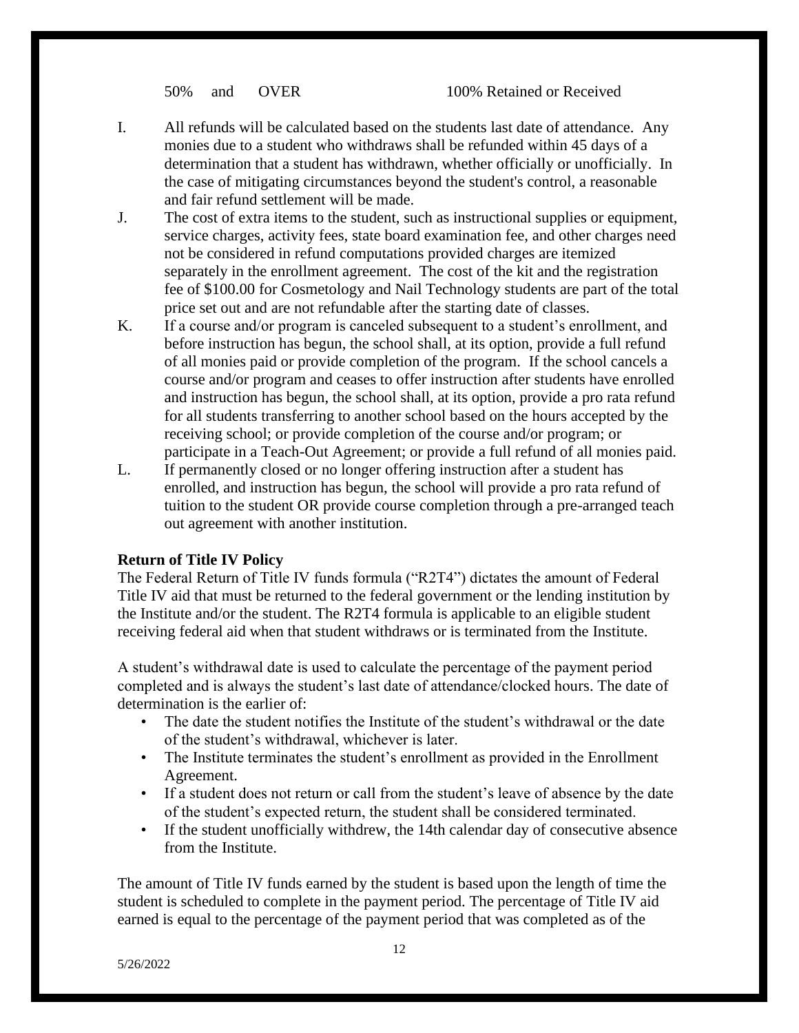| 50% and OVER | 100% Retained or Received |
| --- | --- |

I. All refunds will be calculated based on the students last date of attendance. Any monies due to a student who withdraws shall be refunded within 45 days of a determination that a student has withdrawn, whether officially or unofficially. In the case of mitigating circumstances beyond the student's control, a reasonable and fair refund settlement will be made.

J. The cost of extra items to the student, such as instructional supplies or equipment, service charges, activity fees, state board examination fee, and other charges need not be considered in refund computations provided charges are itemized separately in the enrollment agreement. The cost of the kit and the registration fee of $100.00 for Cosmetology and Nail Technology students are part of the total price set out and are not refundable after the starting date of classes.

K. If a course and/or program is canceled subsequent to a student's enrollment, and before instruction has begun, the school shall, at its option, provide a full refund of all monies paid or provide completion of the program. If the school cancels a course and/or program and ceases to offer instruction after students have enrolled and instruction has begun, the school shall, at its option, provide a pro rata refund for all students transferring to another school based on the hours accepted by the receiving school; or provide completion of the course and/or program; or participate in a Teach-Out Agreement; or provide a full refund of all monies paid.

L. If permanently closed or no longer offering instruction after a student has enrolled, and instruction has begun, the school will provide a pro rata refund of tuition to the student OR provide course completion through a pre-arranged teach out agreement with another institution.

**Return of Title IV Policy**

The Federal Return of Title IV funds formula ("R2T4") dictates the amount of Federal Title IV aid that must be returned to the federal government or the lending institution by the Institute and/or the student. The R2T4 formula is applicable to an eligible student receiving federal aid when that student withdraws or is terminated from the Institute.

A student's withdrawal date is used to calculate the percentage of the payment period completed and is always the student's last date of attendance/clocked hours. The date of determination is the earlier of:

- The date the student notifies the Institute of the student's withdrawal or the date of the student's withdrawal, whichever is later.
- The Institute terminates the student's enrollment as provided in the Enrollment Agreement.
- If a student does not return or call from the student's leave of absence by the date of the student's expected return, the student shall be considered terminated.
- If the student unofficially withdrew, the 14th calendar day of consecutive absence from the Institute.

The amount of Title IV funds earned by the student is based upon the length of time the student is scheduled to complete in the payment period. The percentage of Title IV aid earned is equal to the percentage of the payment period that was completed as of the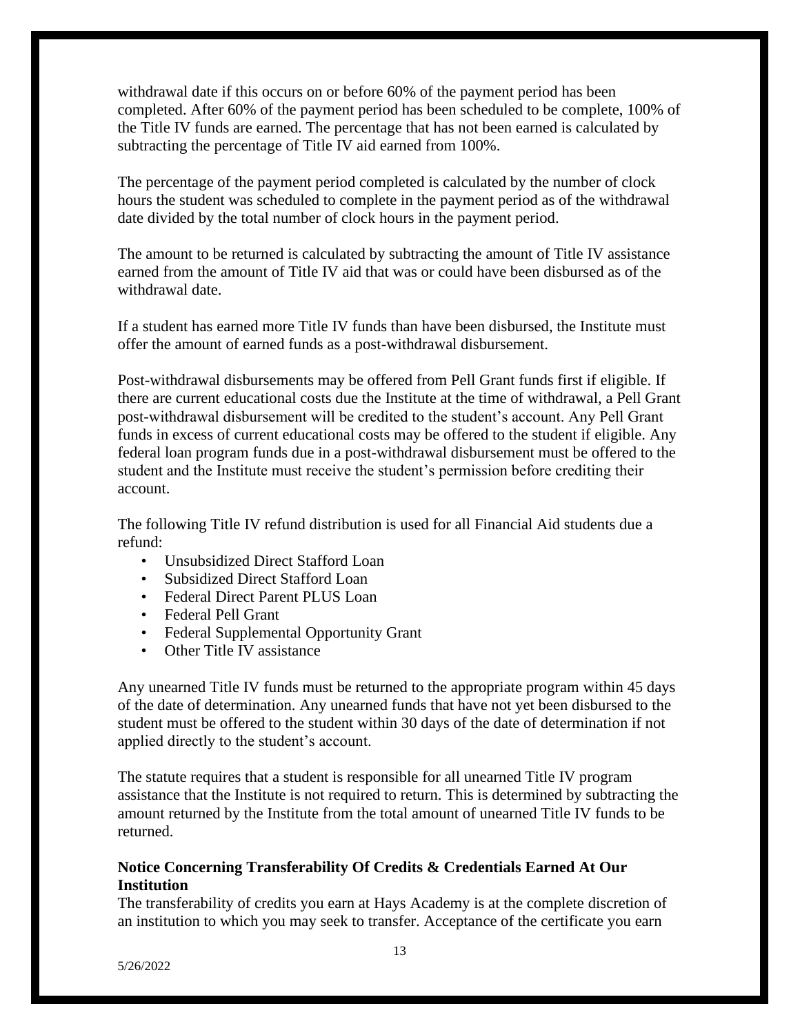withdrawal date if this occurs on or before 60% of the payment period has been completed. After 60% of the payment period has been scheduled to be complete, 100% of the Title IV funds are earned. The percentage that has not been earned is calculated by subtracting the percentage of Title IV aid earned from 100%.

The percentage of the payment period completed is calculated by the number of clock hours the student was scheduled to complete in the payment period as of the withdrawal date divided by the total number of clock hours in the payment period.

The amount to be returned is calculated by subtracting the amount of Title IV assistance earned from the amount of Title IV aid that was or could have been disbursed as of the withdrawal date.

If a student has earned more Title IV funds than have been disbursed, the Institute must offer the amount of earned funds as a post-withdrawal disbursement.

Post-withdrawal disbursements may be offered from Pell Grant funds first if eligible. If there are current educational costs due the Institute at the time of withdrawal, a Pell Grant post-withdrawal disbursement will be credited to the student's account. Any Pell Grant funds in excess of current educational costs may be offered to the student if eligible. Any federal loan program funds due in a post-withdrawal disbursement must be offered to the student and the Institute must receive the student's permission before crediting their account.

The following Title IV refund distribution is used for all Financial Aid students due a refund:

- Unsubsidized Direct Stafford Loan
- Subsidized Direct Stafford Loan
- Federal Direct Parent PLUS Loan
- Federal Pell Grant
- Federal Supplemental Opportunity Grant
- Other Title IV assistance

Any unearned Title IV funds must be returned to the appropriate program within 45 days of the date of determination. Any unearned funds that have not yet been disbursed to the student must be offered to the student within 30 days of the date of determination if not applied directly to the student's account.

The statute requires that a student is responsible for all unearned Title IV program assistance that the Institute is not required to return. This is determined by subtracting the amount returned by the Institute from the total amount of unearned Title IV funds to be returned.

**Notice Concerning Transferability Of Credits & Credentials Earned At Our Institution**

The transferability of credits you earn at Hays Academy is at the complete discretion of an institution to which you may seek to transfer. Acceptance of the certificate you earn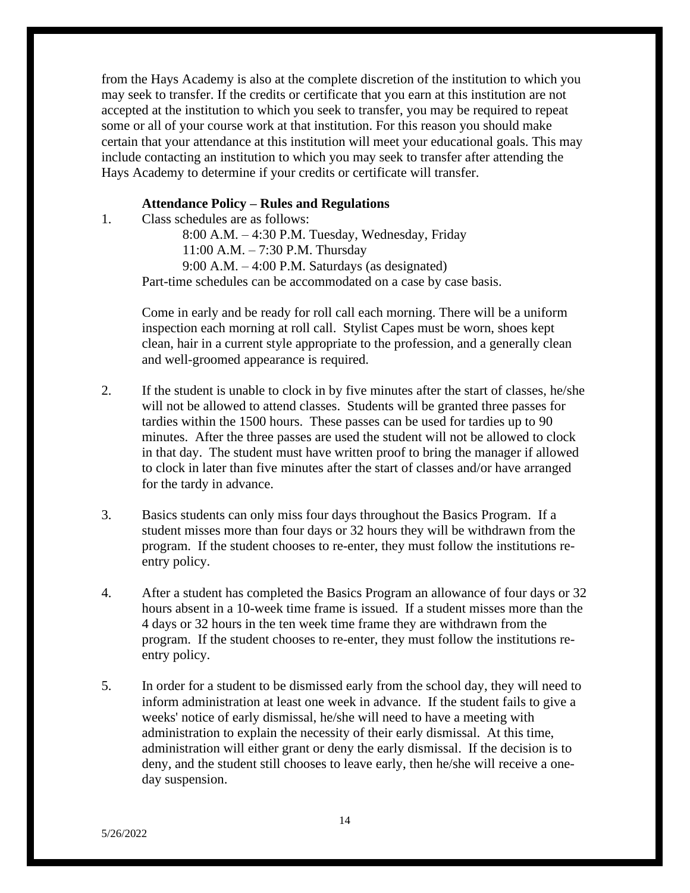from the Hays Academy is also at the complete discretion of the institution to which you may seek to transfer. If the credits or certificate that you earn at this institution are not accepted at the institution to which you seek to transfer, you may be required to repeat some or all of your course work at that institution. For this reason you should make certain that your attendance at this institution will meet your educational goals. This may include contacting an institution to which you may seek to transfer after attending the Hays Academy to determine if your credits or certificate will transfer.

### Attendance Policy – Rules and Regulations

1. Class schedules are as follows:

   8:00 A.M. – 4:30 P.M. Tuesday, Wednesday, Friday
   11:00 A.M. – 7:30 P.M. Thursday
   9:00 A.M. – 4:00 P.M. Saturdays (as designated)

   Part-time schedules can be accommodated on a case by case basis.

   Come in early and be ready for roll call each morning. There will be a uniform inspection each morning at roll call. Stylist Capes must be worn, shoes kept clean, hair in a current style appropriate to the profession, and a generally clean and well-groomed appearance is required.

2. If the student is unable to clock in by five minutes after the start of classes, he/she will not be allowed to attend classes. Students will be granted three passes for tardies within the 1500 hours. These passes can be used for tardies up to 90 minutes. After the three passes are used the student will not be allowed to clock in that day. The student must have written proof to bring the manager if allowed to clock in later than five minutes after the start of classes and/or have arranged for the tardy in advance.

3. Basics students can only miss four days throughout the Basics Program. If a student misses more than four days or 32 hours they will be withdrawn from the program. If the student chooses to re-enter, they must follow the institutions re-entry policy.

4. After a student has completed the Basics Program an allowance of four days or 32 hours absent in a 10-week time frame is issued. If a student misses more than the 4 days or 32 hours in the ten week time frame they are withdrawn from the program. If the student chooses to re-enter, they must follow the institutions re-entry policy.

5. In order for a student to be dismissed early from the school day, they will need to inform administration at least one week in advance. If the student fails to give a weeks' notice of early dismissal, he/she will need to have a meeting with administration to explain the necessity of their early dismissal. At this time, administration will either grant or deny the early dismissal. If the decision is to deny, and the student still chooses to leave early, then he/she will receive a one-day suspension.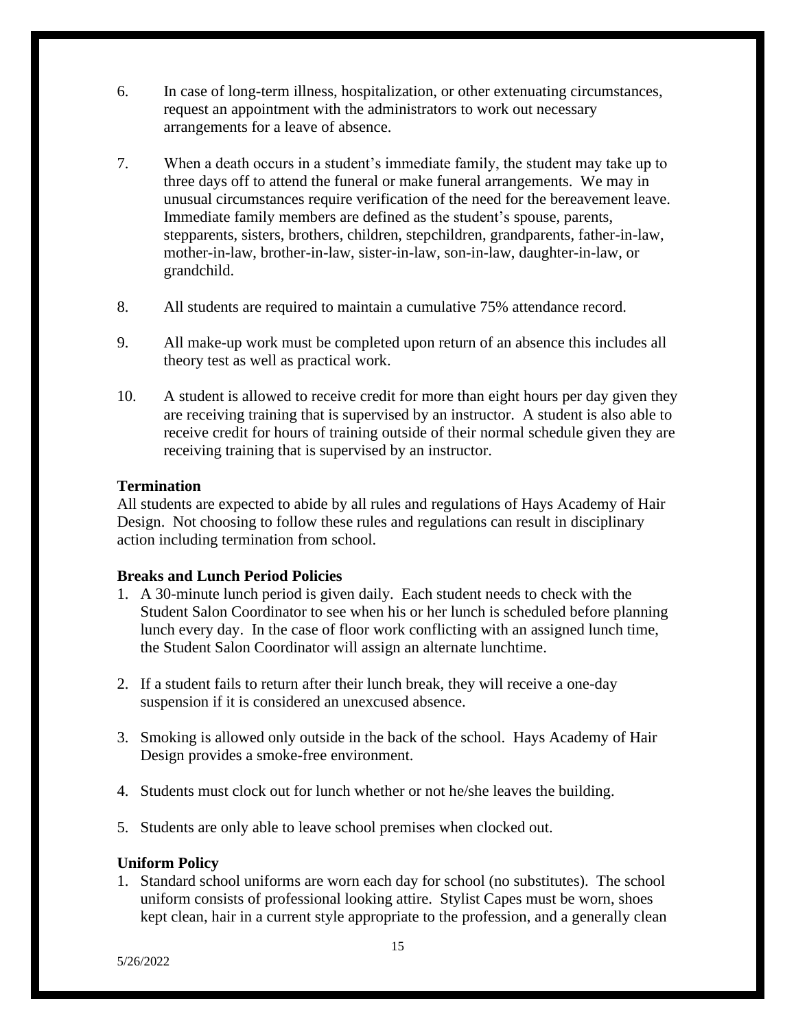6. In case of long-term illness, hospitalization, or other extenuating circumstances, request an appointment with the administrators to work out necessary arrangements for a leave of absence.

7. When a death occurs in a student's immediate family, the student may take up to three days off to attend the funeral or make funeral arrangements. We may in unusual circumstances require verification of the need for the bereavement leave. Immediate family members are defined as the student's spouse, parents, stepparents, sisters, brothers, children, stepchildren, grandparents, father-in-law, mother-in-law, brother-in-law, sister-in-law, son-in-law, daughter-in-law, or grandchild.

8. All students are required to maintain a cumulative 75% attendance record.

9. All make-up work must be completed upon return of an absence this includes all theory test as well as practical work.

10. A student is allowed to receive credit for more than eight hours per day given they are receiving training that is supervised by an instructor. A student is also able to receive credit for hours of training outside of their normal schedule given they are receiving training that is supervised by an instructor.

**Termination**

All students are expected to abide by all rules and regulations of Hays Academy of Hair Design. Not choosing to follow these rules and regulations can result in disciplinary action including termination from school.

**Breaks and Lunch Period Policies**

1. A 30-minute lunch period is given daily. Each student needs to check with the Student Salon Coordinator to see when his or her lunch is scheduled before planning lunch every day. In the case of floor work conflicting with an assigned lunch time, the Student Salon Coordinator will assign an alternate lunchtime.

2. If a student fails to return after their lunch break, they will receive a one-day suspension if it is considered an unexcused absence.

3. Smoking is allowed only outside in the back of the school. Hays Academy of Hair Design provides a smoke-free environment.

4. Students must clock out for lunch whether or not he/she leaves the building.

5. Students are only able to leave school premises when clocked out.

**Uniform Policy**

1. Standard school uniforms are worn each day for school (no substitutes). The school uniform consists of professional looking attire. Stylist Capes must be worn, shoes kept clean, hair in a current style appropriate to the profession, and a generally clean

5/26/2022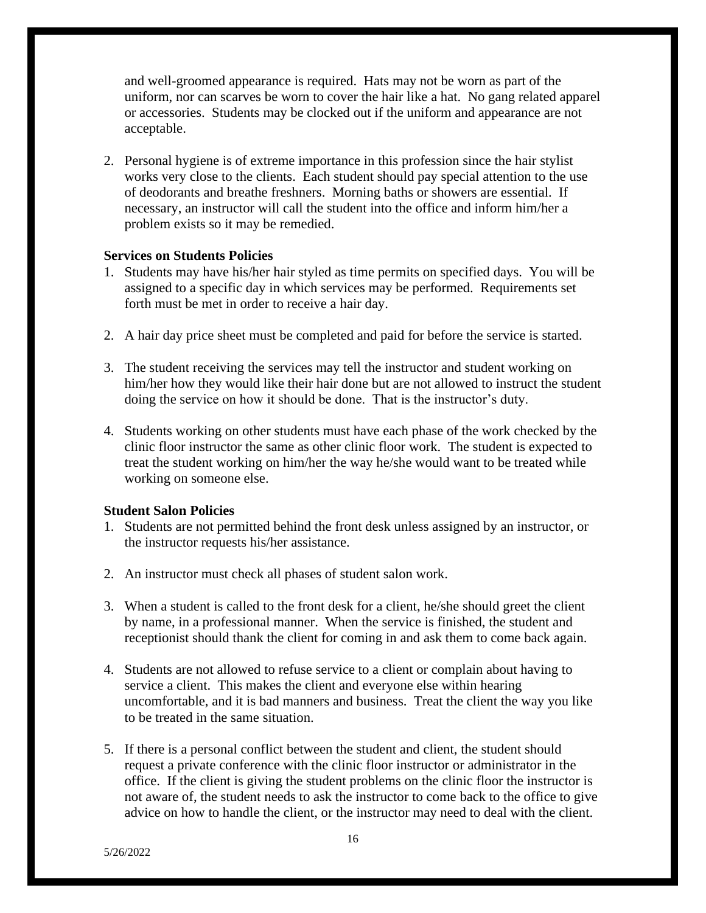and well-groomed appearance is required. Hats may not be worn as part of the uniform, nor can scarves be worn to cover the hair like a hat. No gang related apparel or accessories. Students may be clocked out if the uniform and appearance are not acceptable.

2. Personal hygiene is of extreme importance in this profession since the hair stylist works very close to the clients. Each student should pay special attention to the use of deodorants and breathe freshners. Morning baths or showers are essential. If necessary, an instructor will call the student into the office and inform him/her a problem exists so it may be remedied.

**Services on Students Policies**

1. Students may have his/her hair styled as time permits on specified days. You will be assigned to a specific day in which services may be performed. Requirements set forth must be met in order to receive a hair day.

2. A hair day price sheet must be completed and paid for before the service is started.

3. The student receiving the services may tell the instructor and student working on him/her how they would like their hair done but are not allowed to instruct the student doing the service on how it should be done. That is the instructor's duty.

4. Students working on other students must have each phase of the work checked by the clinic floor instructor the same as other clinic floor work. The student is expected to treat the student working on him/her the way he/she would want to be treated while working on someone else.

**Student Salon Policies**

1. Students are not permitted behind the front desk unless assigned by an instructor, or the instructor requests his/her assistance.

2. An instructor must check all phases of student salon work.

3. When a student is called to the front desk for a client, he/she should greet the client by name, in a professional manner. When the service is finished, the student and receptionist should thank the client for coming in and ask them to come back again.

4. Students are not allowed to refuse service to a client or complain about having to service a client. This makes the client and everyone else within hearing uncomfortable, and it is bad manners and business. Treat the client the way you like to be treated in the same situation.

5. If there is a personal conflict between the student and client, the student should request a private conference with the clinic floor instructor or administrator in the office. If the client is giving the student problems on the clinic floor the instructor is not aware of, the student needs to ask the instructor to come back to the office to give advice on how to handle the client, or the instructor may need to deal with the client.

5/26/2022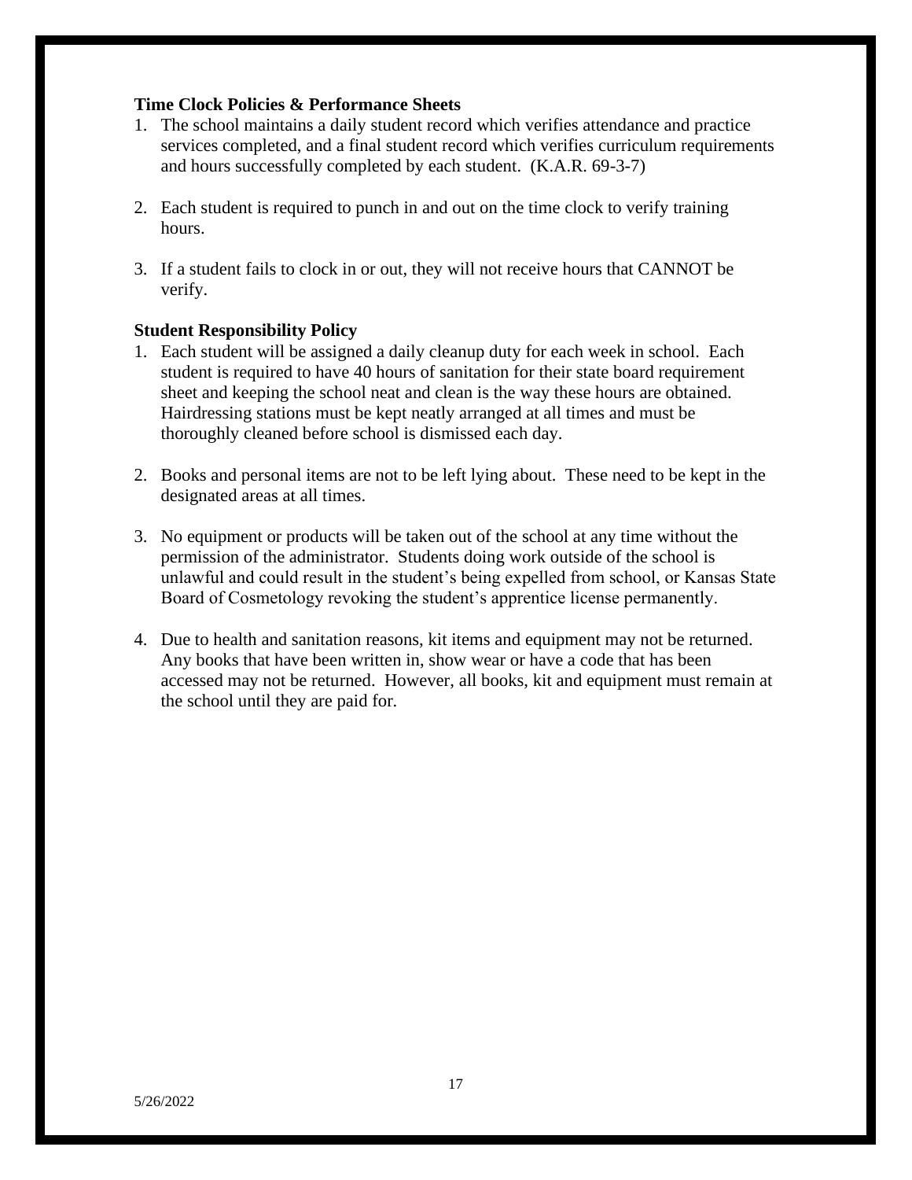**Time Clock Policies & Performance Sheets**

1. The school maintains a daily student record which verifies attendance and practice services completed, and a final student record which verifies curriculum requirements and hours successfully completed by each student. (K.A.R. 69-3-7)

2. Each student is required to punch in and out on the time clock to verify training hours.

3. If a student fails to clock in or out, they will not receive hours that CANNOT be verify.

**Student Responsibility Policy**

1. Each student will be assigned a daily cleanup duty for each week in school. Each student is required to have 40 hours of sanitation for their state board requirement sheet and keeping the school neat and clean is the way these hours are obtained. Hairdressing stations must be kept neatly arranged at all times and must be thoroughly cleaned before school is dismissed each day.

2. Books and personal items are not to be left lying about. These need to be kept in the designated areas at all times.

3. No equipment or products will be taken out of the school at any time without the permission of the administrator. Students doing work outside of the school is unlawful and could result in the student's being expelled from school, or Kansas State Board of Cosmetology revoking the student's apprentice license permanently.

4. Due to health and sanitation reasons, kit items and equipment may not be returned. Any books that have been written in, show wear or have a code that has been accessed may not be returned. However, all books, kit and equipment must remain at the school until they are paid for.

5/26/2022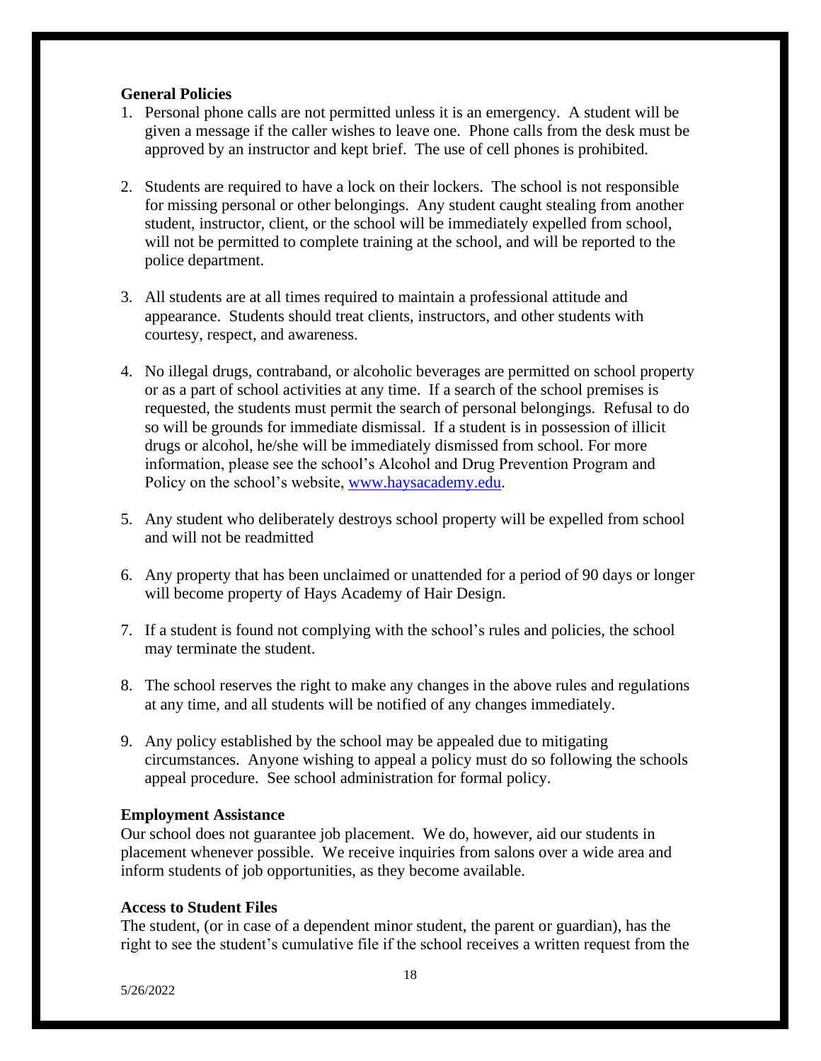**General Policies**

1. Personal phone calls are not permitted unless it is an emergency. A student will be given a message if the caller wishes to leave one. Phone calls from the desk must be approved by an instructor and kept brief. The use of cell phones is prohibited.

2. Students are required to have a lock on their lockers. The school is not responsible for missing personal or other belongings. Any student caught stealing from another student, instructor, client, or the school will be immediately expelled from school, will not be permitted to complete training at the school, and will be reported to the police department.

3. All students are at all times required to maintain a professional attitude and appearance. Students should treat clients, instructors, and other students with courtesy, respect, and awareness.

4. No illegal drugs, contraband, or alcoholic beverages are permitted on school property or as a part of school activities at any time. If a search of the school premises is requested, the students must permit the search of personal belongings. Refusal to do so will be grounds for immediate dismissal. If a student is in possession of illicit drugs or alcohol, he/she will be immediately dismissed from school. For more information, please see the school's Alcohol and Drug Prevention Program and Policy on the school's website, [www.haysacademy.edu](http://www.haysacademy.edu).

5. Any student who deliberately destroys school property will be expelled from school and will not be readmitted

6. Any property that has been unclaimed or unattended for a period of 90 days or longer will become property of Hays Academy of Hair Design.

7. If a student is found not complying with the school's rules and policies, the school may terminate the student.

8. The school reserves the right to make any changes in the above rules and regulations at any time, and all students will be notified of any changes immediately.

9. Any policy established by the school may be appealed due to mitigating circumstances. Anyone wishing to appeal a policy must do so following the schools appeal procedure. See school administration for formal policy.

**Employment Assistance**

Our school does not guarantee job placement. We do, however, aid our students in placement whenever possible. We receive inquiries from salons over a wide area and inform students of job opportunities, as they become available.

**Access to Student Files**

The student, (or in case of a dependent minor student, the parent or guardian), has the right to see the student's cumulative file if the school receives a written request from the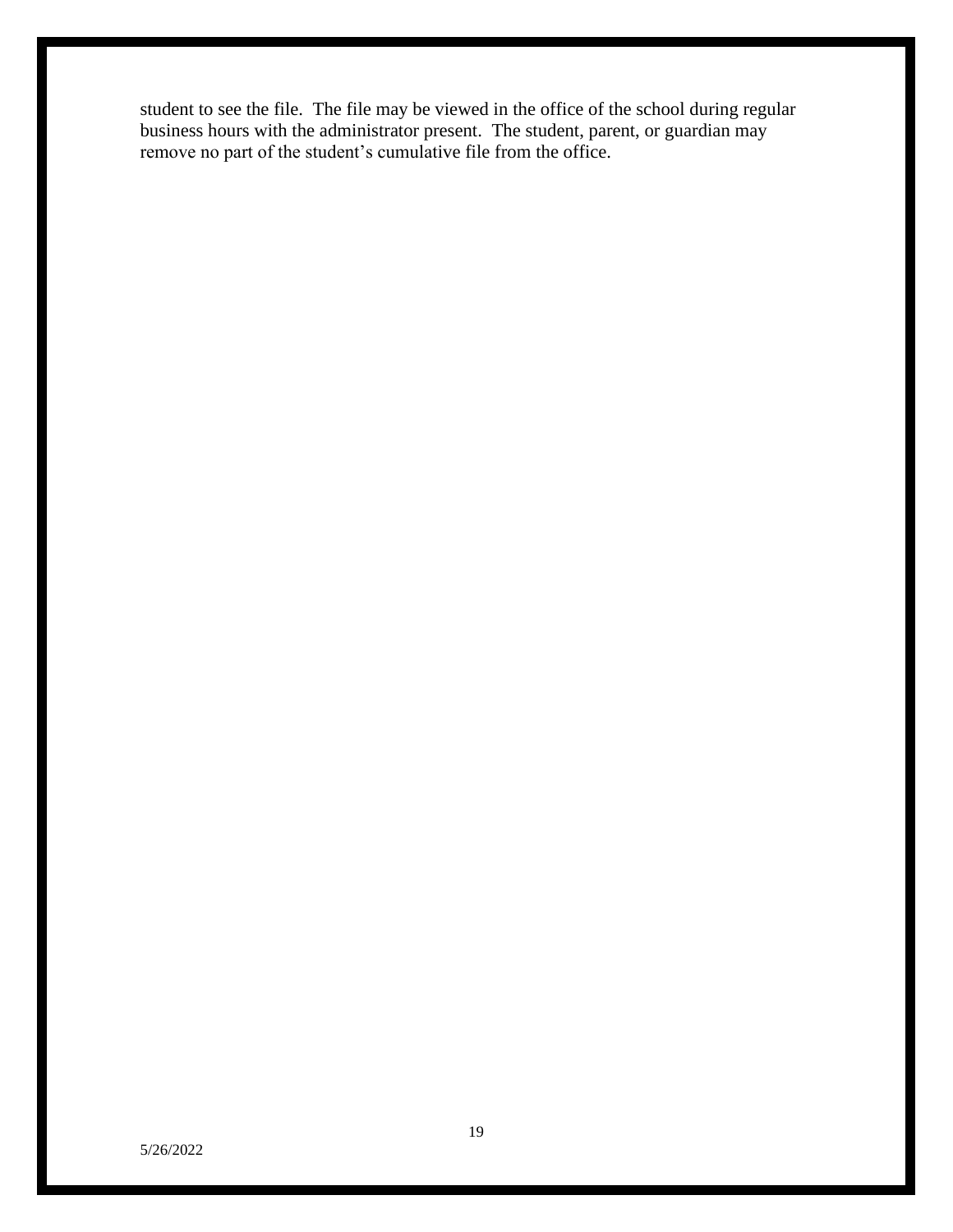student to see the file. The file may be viewed in the office of the school during regular business hours with the administrator present. The student, parent, or guardian may remove no part of the student's cumulative file from the office.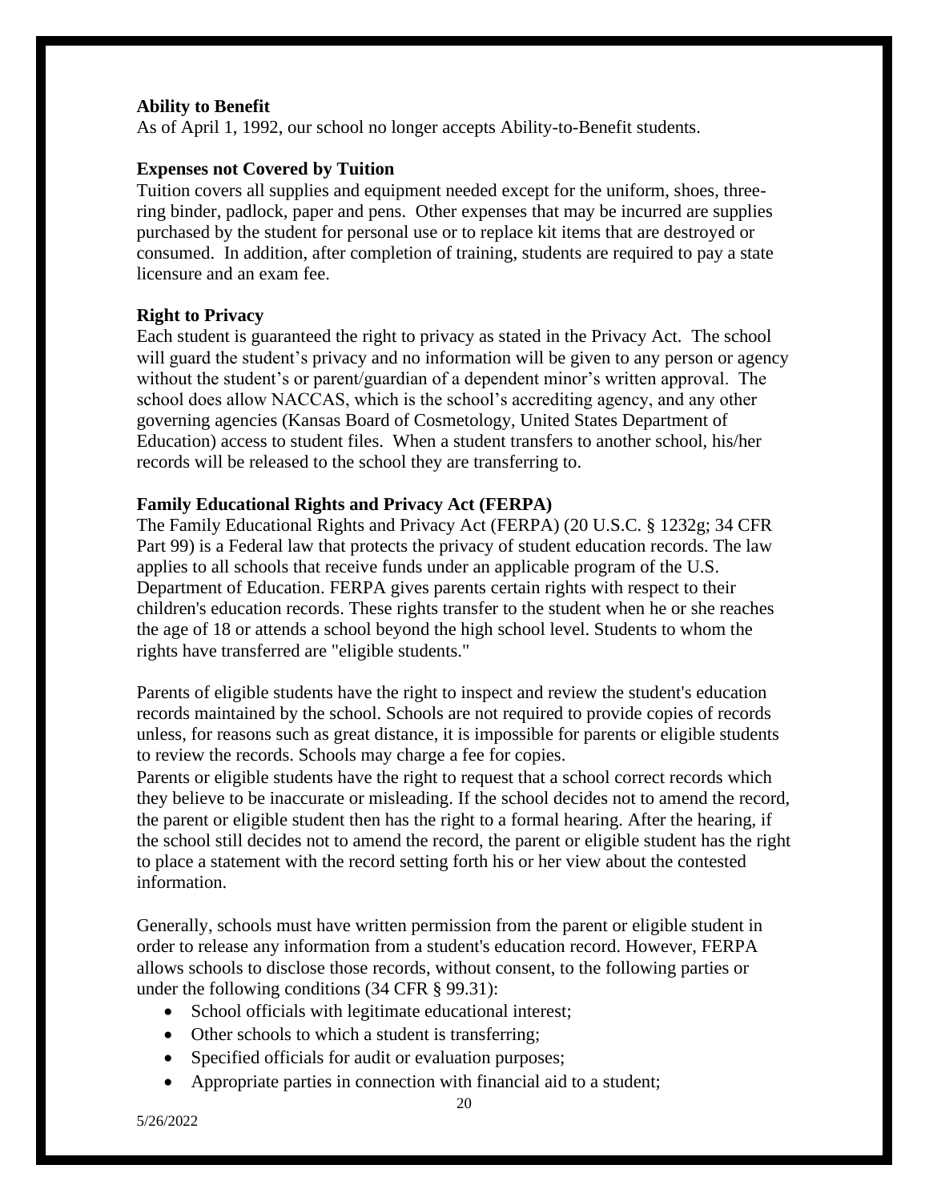**Ability to Benefit**

As of April 1, 1992, our school no longer accepts Ability-to-Benefit students.

**Expenses not Covered by Tuition**

Tuition covers all supplies and equipment needed except for the uniform, shoes, three-ring binder, padlock, paper and pens. Other expenses that may be incurred are supplies purchased by the student for personal use or to replace kit items that are destroyed or consumed. In addition, after completion of training, students are required to pay a state licensure and an exam fee.

**Right to Privacy**

Each student is guaranteed the right to privacy as stated in the Privacy Act. The school will guard the student's privacy and no information will be given to any person or agency without the student's or parent/guardian of a dependent minor's written approval. The school does allow NACCAS, which is the school's accrediting agency, and any other governing agencies (Kansas Board of Cosmetology, United States Department of Education) access to student files. When a student transfers to another school, his/her records will be released to the school they are transferring to.

**Family Educational Rights and Privacy Act (FERPA)**

The Family Educational Rights and Privacy Act (FERPA) (20 U.S.C. § 1232g; 34 CFR Part 99) is a Federal law that protects the privacy of student education records. The law applies to all schools that receive funds under an applicable program of the U.S. Department of Education. FERPA gives parents certain rights with respect to their children's education records. These rights transfer to the student when he or she reaches the age of 18 or attends a school beyond the high school level. Students to whom the rights have transferred are "eligible students."

Parents of eligible students have the right to inspect and review the student's education records maintained by the school. Schools are not required to provide copies of records unless, for reasons such as great distance, it is impossible for parents or eligible students to review the records. Schools may charge a fee for copies.

Parents or eligible students have the right to request that a school correct records which they believe to be inaccurate or misleading. If the school decides not to amend the record, the parent or eligible student then has the right to a formal hearing. After the hearing, if the school still decides not to amend the record, the parent or eligible student has the right to place a statement with the record setting forth his or her view about the contested information.

Generally, schools must have written permission from the parent or eligible student in order to release any information from a student's education record. However, FERPA allows schools to disclose those records, without consent, to the following parties or under the following conditions (34 CFR § 99.31):

- School officials with legitimate educational interest;
- Other schools to which a student is transferring;
- Specified officials for audit or evaluation purposes;
- Appropriate parties in connection with financial aid to a student;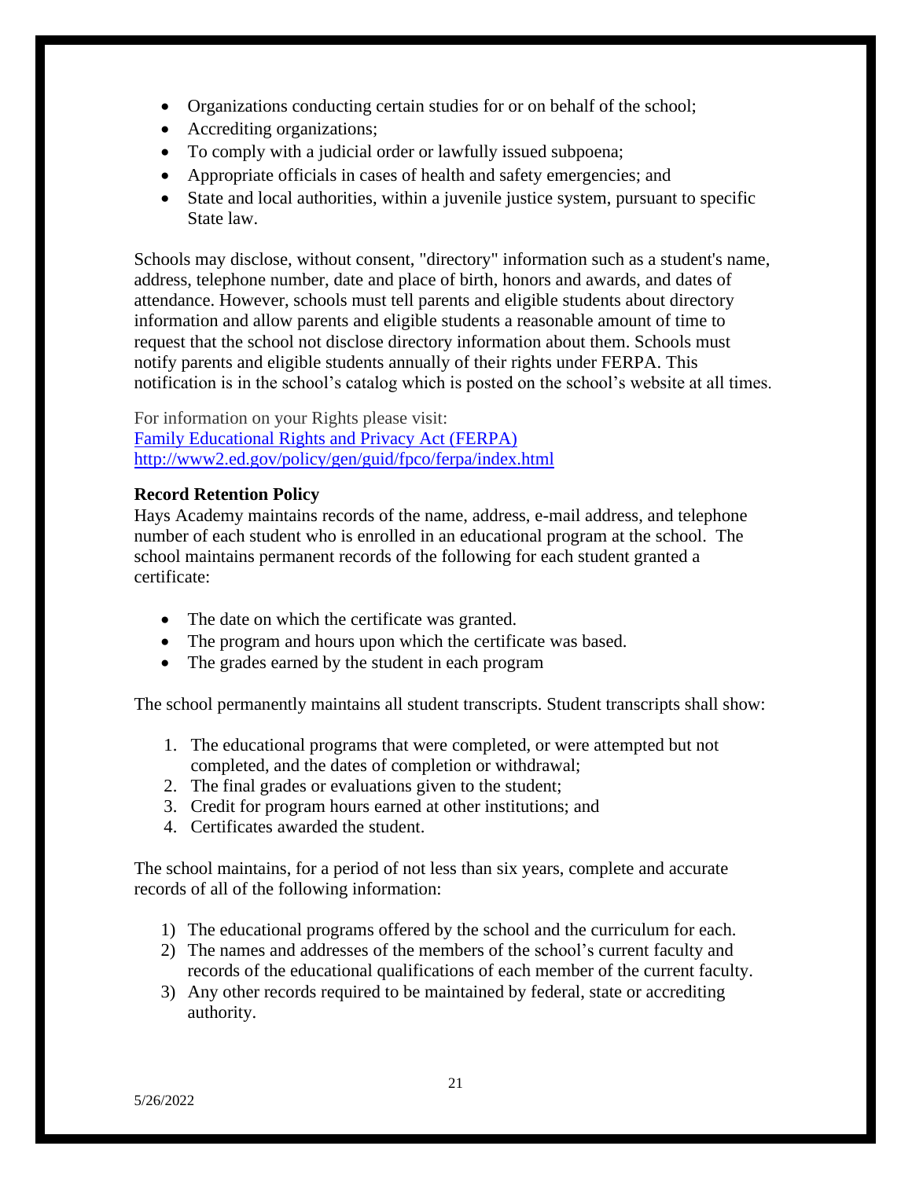- Organizations conducting certain studies for or on behalf of the school;
- Accrediting organizations;
- To comply with a judicial order or lawfully issued subpoena;
- Appropriate officials in cases of health and safety emergencies; and
- State and local authorities, within a juvenile justice system, pursuant to specific State law.

Schools may disclose, without consent, "directory" information such as a student's name, address, telephone number, date and place of birth, honors and awards, and dates of attendance. However, schools must tell parents and eligible students about directory information and allow parents and eligible students a reasonable amount of time to request that the school not disclose directory information about them. Schools must notify parents and eligible students annually of their rights under FERPA. This notification is in the school's catalog which is posted on the school's website at all times.

For information on your Rights please visit:
[Family Educational Rights and Privacy Act (FERPA)](http://www2.ed.gov/policy/gen/guid/fpco/ferpa/index.html)
[http://www2.ed.gov/policy/gen/guid/fpco/ferpa/index.html](http://www2.ed.gov/policy/gen/guid/fpco/ferpa/index.html)

**Record Retention Policy**

Hays Academy maintains records of the name, address, e-mail address, and telephone number of each student who is enrolled in an educational program at the school. The school maintains permanent records of the following for each student granted a certificate:

- The date on which the certificate was granted.
- The program and hours upon which the certificate was based.
- The grades earned by the student in each program

The school permanently maintains all student transcripts. Student transcripts shall show:

1. The educational programs that were completed, or were attempted but not completed, and the dates of completion or withdrawal;
2. The final grades or evaluations given to the student;
3. Credit for program hours earned at other institutions; and
4. Certificates awarded the student.

The school maintains, for a period of not less than six years, complete and accurate records of all of the following information:

1) The educational programs offered by the school and the curriculum for each.
2) The names and addresses of the members of the school's current faculty and records of the educational qualifications of each member of the current faculty.
3) Any other records required to be maintained by federal, state or accrediting authority.

5/26/2022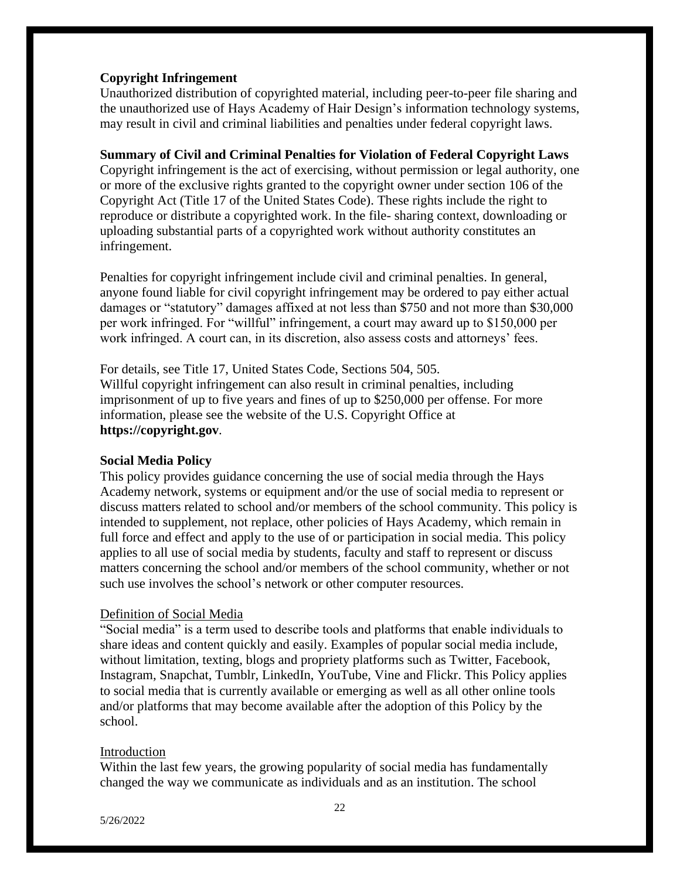**Copyright Infringement**

Unauthorized distribution of copyrighted material, including peer-to-peer file sharing and the unauthorized use of Hays Academy of Hair Design's information technology systems, may result in civil and criminal liabilities and penalties under federal copyright laws.

**Summary of Civil and Criminal Penalties for Violation of Federal Copyright Laws**

Copyright infringement is the act of exercising, without permission or legal authority, one or more of the exclusive rights granted to the copyright owner under section 106 of the Copyright Act (Title 17 of the United States Code). These rights include the right to reproduce or distribute a copyrighted work. In the file- sharing context, downloading or uploading substantial parts of a copyrighted work without authority constitutes an infringement.

Penalties for copyright infringement include civil and criminal penalties. In general, anyone found liable for civil copyright infringement may be ordered to pay either actual damages or "statutory" damages affixed at not less than $750 and not more than $30,000 per work infringed. For "willful" infringement, a court may award up to $150,000 per work infringed. A court can, in its discretion, also assess costs and attorneys' fees.

For details, see Title 17, United States Code, Sections 504, 505.
Willful copyright infringement can also result in criminal penalties, including imprisonment of up to five years and fines of up to $250,000 per offense. For more information, please see the website of the U.S. Copyright Office at **https://copyright.gov**.

**Social Media Policy**

This policy provides guidance concerning the use of social media through the Hays Academy network, systems or equipment and/or the use of social media to represent or discuss matters related to school and/or members of the school community. This policy is intended to supplement, not replace, other policies of Hays Academy, which remain in full force and effect and apply to the use of or participation in social media. This policy applies to all use of social media by students, faculty and staff to represent or discuss matters concerning the school and/or members of the school community, whether or not such use involves the school's network or other computer resources.

Definition of Social Media

"Social media" is a term used to describe tools and platforms that enable individuals to share ideas and content quickly and easily. Examples of popular social media include, without limitation, texting, blogs and propriety platforms such as Twitter, Facebook, Instagram, Snapchat, Tumblr, LinkedIn, YouTube, Vine and Flickr. This Policy applies to social media that is currently available or emerging as well as all other online tools and/or platforms that may become available after the adoption of this Policy by the school.

Introduction

Within the last few years, the growing popularity of social media has fundamentally changed the way we communicate as individuals and as an institution. The school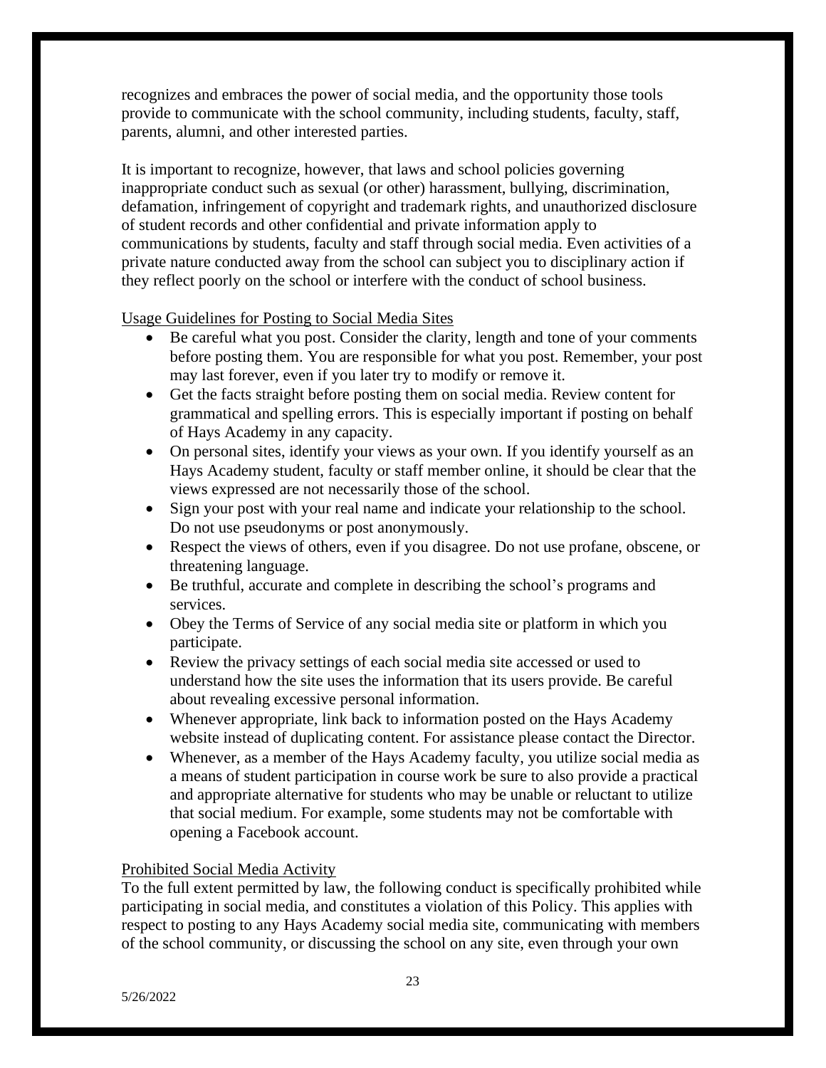recognizes and embraces the power of social media, and the opportunity those tools provide to communicate with the school community, including students, faculty, staff, parents, alumni, and other interested parties.

It is important to recognize, however, that laws and school policies governing inappropriate conduct such as sexual (or other) harassment, bullying, discrimination, defamation, infringement of copyright and trademark rights, and unauthorized disclosure of student records and other confidential and private information apply to communications by students, faculty and staff through social media. Even activities of a private nature conducted away from the school can subject you to disciplinary action if they reflect poorly on the school or interfere with the conduct of school business.

<u>Usage Guidelines for Posting to Social Media Sites</u>

- Be careful what you post. Consider the clarity, length and tone of your comments before posting them. You are responsible for what you post. Remember, your post may last forever, even if you later try to modify or remove it.
- Get the facts straight before posting them on social media. Review content for grammatical and spelling errors. This is especially important if posting on behalf of Hays Academy in any capacity.
- On personal sites, identify your views as your own. If you identify yourself as an Hays Academy student, faculty or staff member online, it should be clear that the views expressed are not necessarily those of the school.
- Sign your post with your real name and indicate your relationship to the school. Do not use pseudonyms or post anonymously.
- Respect the views of others, even if you disagree. Do not use profane, obscene, or threatening language.
- Be truthful, accurate and complete in describing the school's programs and services.
- Obey the Terms of Service of any social media site or platform in which you participate.
- Review the privacy settings of each social media site accessed or used to understand how the site uses the information that its users provide. Be careful about revealing excessive personal information.
- Whenever appropriate, link back to information posted on the Hays Academy website instead of duplicating content. For assistance please contact the Director.
- Whenever, as a member of the Hays Academy faculty, you utilize social media as a means of student participation in course work be sure to also provide a practical and appropriate alternative for students who may be unable or reluctant to utilize that social medium. For example, some students may not be comfortable with opening a Facebook account.

<u>Prohibited Social Media Activity</u>

To the full extent permitted by law, the following conduct is specifically prohibited while participating in social media, and constitutes a violation of this Policy. This applies with respect to posting to any Hays Academy social media site, communicating with members of the school community, or discussing the school on any site, even through your own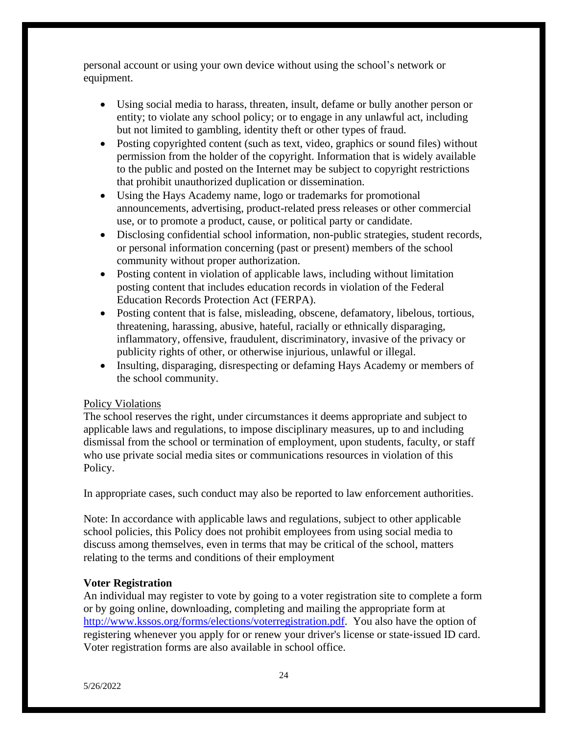personal account or using your own device without using the school's network or equipment.

- Using social media to harass, threaten, insult, defame or bully another person or entity; to violate any school policy; or to engage in any unlawful act, including but not limited to gambling, identity theft or other types of fraud.
- Posting copyrighted content (such as text, video, graphics or sound files) without permission from the holder of the copyright. Information that is widely available to the public and posted on the Internet may be subject to copyright restrictions that prohibit unauthorized duplication or dissemination.
- Using the Hays Academy name, logo or trademarks for promotional announcements, advertising, product-related press releases or other commercial use, or to promote a product, cause, or political party or candidate.
- Disclosing confidential school information, non-public strategies, student records, or personal information concerning (past or present) members of the school community without proper authorization.
- Posting content in violation of applicable laws, including without limitation posting content that includes education records in violation of the Federal Education Records Protection Act (FERPA).
- Posting content that is false, misleading, obscene, defamatory, libelous, tortious, threatening, harassing, abusive, hateful, racially or ethnically disparaging, inflammatory, offensive, fraudulent, discriminatory, invasive of the privacy or publicity rights of other, or otherwise injurious, unlawful or illegal.
- Insulting, disparaging, disrespecting or defaming Hays Academy or members of the school community.

Policy Violations

The school reserves the right, under circumstances it deems appropriate and subject to applicable laws and regulations, to impose disciplinary measures, up to and including dismissal from the school or termination of employment, upon students, faculty, or staff who use private social media sites or communications resources in violation of this Policy.

In appropriate cases, such conduct may also be reported to law enforcement authorities.

Note: In accordance with applicable laws and regulations, subject to other applicable school policies, this Policy does not prohibit employees from using social media to discuss among themselves, even in terms that may be critical of the school, matters relating to the terms and conditions of their employment

**Voter Registration**

An individual may register to vote by going to a voter registration site to complete a form or by going online, downloading, completing and mailing the appropriate form at http://www.kssos.org/forms/elections/voterregistration.pdf. You also have the option of registering whenever you apply for or renew your driver's license or state-issued ID card. Voter registration forms are also available in school office.

5/26/2022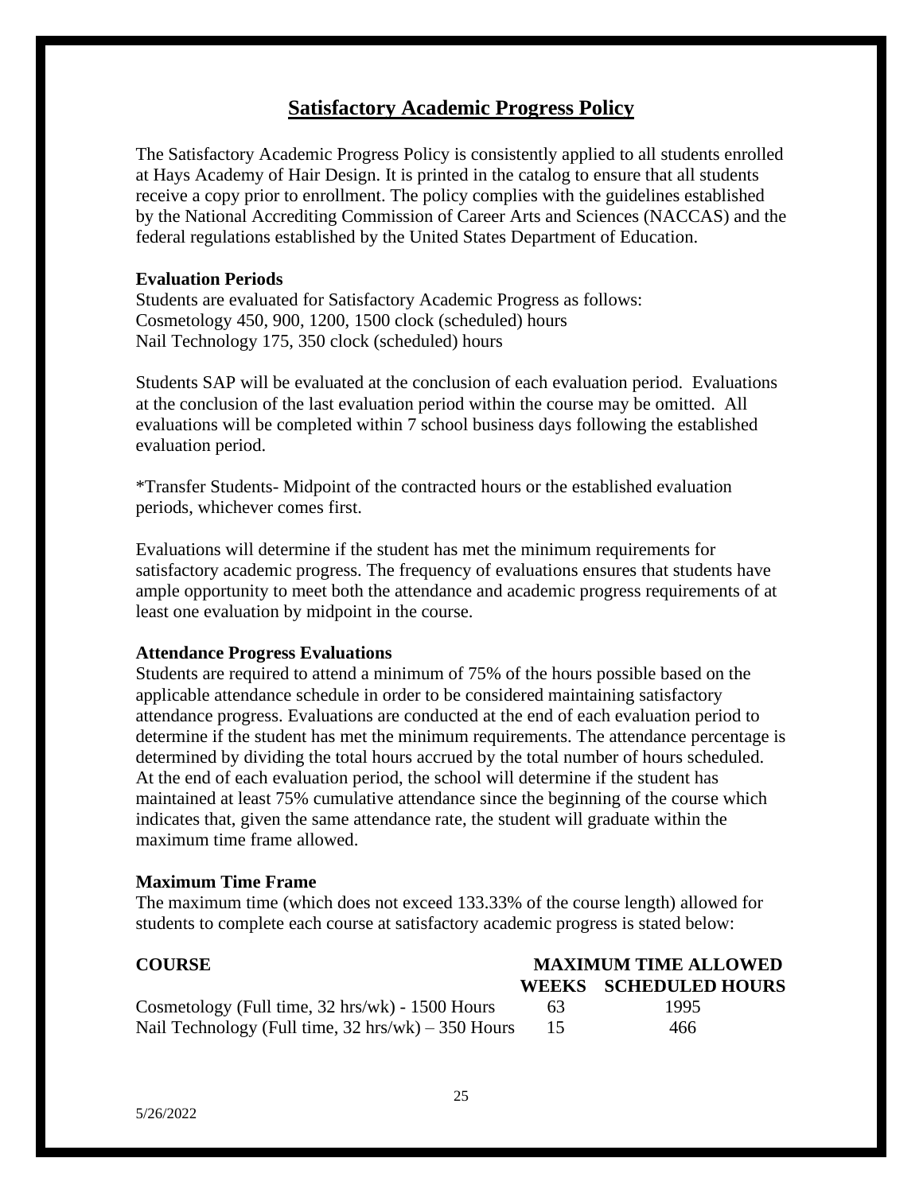## Satisfactory Academic Progress Policy

The Satisfactory Academic Progress Policy is consistently applied to all students enrolled at Hays Academy of Hair Design. It is printed in the catalog to ensure that all students receive a copy prior to enrollment. The policy complies with the guidelines established by the National Accrediting Commission of Career Arts and Sciences (NACCAS) and the federal regulations established by the United States Department of Education.

**Evaluation Periods**

Students are evaluated for Satisfactory Academic Progress as follows:
Cosmetology 450, 900, 1200, 1500 clock (scheduled) hours
Nail Technology 175, 350 clock (scheduled) hours

Students SAP will be evaluated at the conclusion of each evaluation period. Evaluations at the conclusion of the last evaluation period within the course may be omitted. All evaluations will be completed within 7 school business days following the established evaluation period.

*Transfer Students- Midpoint of the contracted hours or the established evaluation periods, whichever comes first.

Evaluations will determine if the student has met the minimum requirements for satisfactory academic progress. The frequency of evaluations ensures that students have ample opportunity to meet both the attendance and academic progress requirements of at least one evaluation by midpoint in the course.

**Attendance Progress Evaluations**

Students are required to attend a minimum of 75% of the hours possible based on the applicable attendance schedule in order to be considered maintaining satisfactory attendance progress. Evaluations are conducted at the end of each evaluation period to determine if the student has met the minimum requirements. The attendance percentage is determined by dividing the total hours accrued by the total number of hours scheduled. At the end of each evaluation period, the school will determine if the student has maintained at least 75% cumulative attendance since the beginning of the course which indicates that, given the same attendance rate, the student will graduate within the maximum time frame allowed.

**Maximum Time Frame**

The maximum time (which does not exceed 133.33% of the course length) allowed for students to complete each course at satisfactory academic progress is stated below:

| COURSE | MAXIMUM TIME ALLOWED | |
|---|---|---|
| | WEEKS | SCHEDULED HOURS |
| Cosmetology (Full time, 32 hrs/wk) - 1500 Hours | 63 | 1995 |
| Nail Technology (Full time, 32 hrs/wk) – 350 Hours | 15 | 466 |

5/26/2022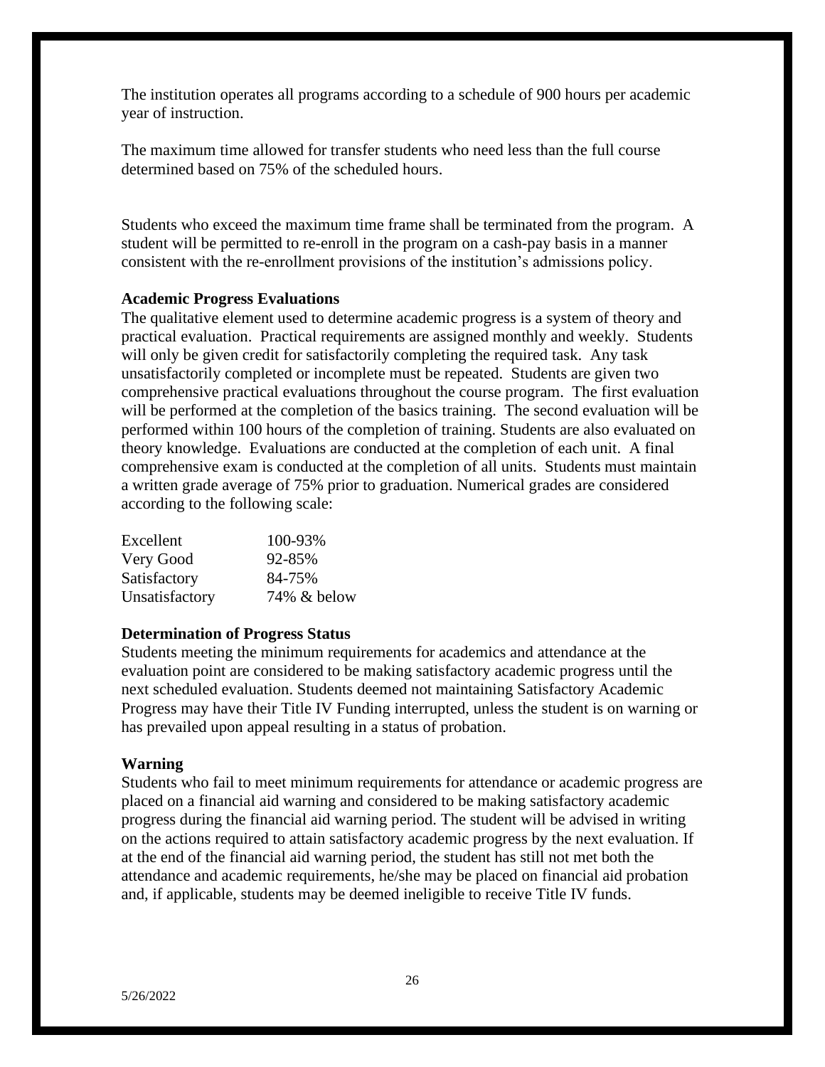The institution operates all programs according to a schedule of 900 hours per academic year of instruction.

The maximum time allowed for transfer students who need less than the full course determined based on 75% of the scheduled hours.

Students who exceed the maximum time frame shall be terminated from the program. A student will be permitted to re-enroll in the program on a cash-pay basis in a manner consistent with the re-enrollment provisions of the institution's admissions policy.

**Academic Progress Evaluations**

The qualitative element used to determine academic progress is a system of theory and practical evaluation. Practical requirements are assigned monthly and weekly. Students will only be given credit for satisfactorily completing the required task. Any task unsatisfactorily completed or incomplete must be repeated. Students are given two comprehensive practical evaluations throughout the course program. The first evaluation will be performed at the completion of the basics training. The second evaluation will be performed within 100 hours of the completion of training. Students are also evaluated on theory knowledge. Evaluations are conducted at the completion of each unit. A final comprehensive exam is conducted at the completion of all units. Students must maintain a written grade average of 75% prior to graduation. Numerical grades are considered according to the following scale:

| | |
|---|---|
| Excellent | 100-93% |
| Very Good | 92-85% |
| Satisfactory | 84-75% |
| Unsatisfactory | 74% & below |

**Determination of Progress Status**

Students meeting the minimum requirements for academics and attendance at the evaluation point are considered to be making satisfactory academic progress until the next scheduled evaluation. Students deemed not maintaining Satisfactory Academic Progress may have their Title IV Funding interrupted, unless the student is on warning or has prevailed upon appeal resulting in a status of probation.

**Warning**

Students who fail to meet minimum requirements for attendance or academic progress are placed on a financial aid warning and considered to be making satisfactory academic progress during the financial aid warning period. The student will be advised in writing on the actions required to attain satisfactory academic progress by the next evaluation. If at the end of the financial aid warning period, the student has still not met both the attendance and academic requirements, he/she may be placed on financial aid probation and, if applicable, students may be deemed ineligible to receive Title IV funds.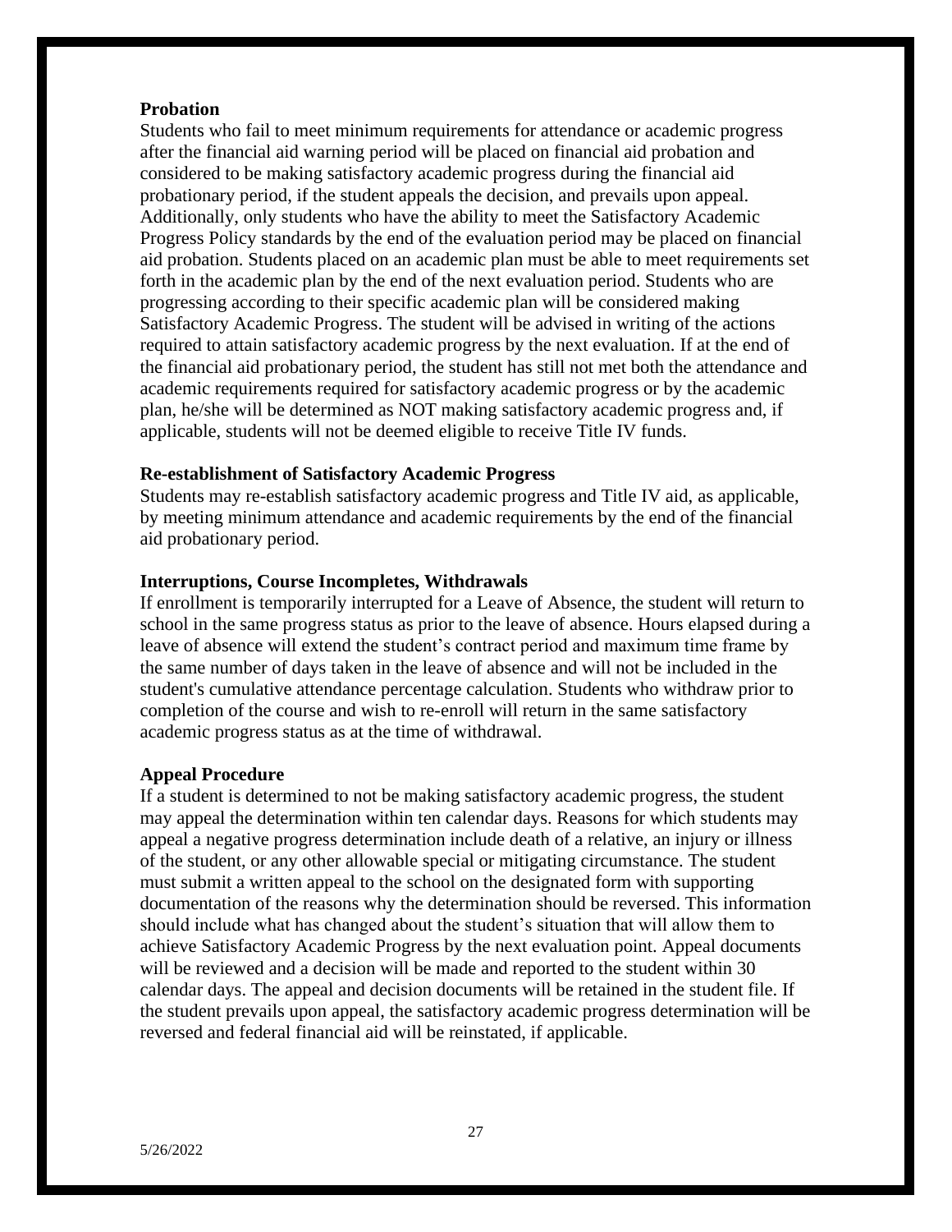**Probation**

Students who fail to meet minimum requirements for attendance or academic progress after the financial aid warning period will be placed on financial aid probation and considered to be making satisfactory academic progress during the financial aid probationary period, if the student appeals the decision, and prevails upon appeal. Additionally, only students who have the ability to meet the Satisfactory Academic Progress Policy standards by the end of the evaluation period may be placed on financial aid probation. Students placed on an academic plan must be able to meet requirements set forth in the academic plan by the end of the next evaluation period. Students who are progressing according to their specific academic plan will be considered making Satisfactory Academic Progress. The student will be advised in writing of the actions required to attain satisfactory academic progress by the next evaluation. If at the end of the financial aid probationary period, the student has still not met both the attendance and academic requirements required for satisfactory academic progress or by the academic plan, he/she will be determined as NOT making satisfactory academic progress and, if applicable, students will not be deemed eligible to receive Title IV funds.

**Re-establishment of Satisfactory Academic Progress**

Students may re-establish satisfactory academic progress and Title IV aid, as applicable, by meeting minimum attendance and academic requirements by the end of the financial aid probationary period.

**Interruptions, Course Incompletes, Withdrawals**

If enrollment is temporarily interrupted for a Leave of Absence, the student will return to school in the same progress status as prior to the leave of absence. Hours elapsed during a leave of absence will extend the student's contract period and maximum time frame by the same number of days taken in the leave of absence and will not be included in the student's cumulative attendance percentage calculation. Students who withdraw prior to completion of the course and wish to re-enroll will return in the same satisfactory academic progress status as at the time of withdrawal.

**Appeal Procedure**

If a student is determined to not be making satisfactory academic progress, the student may appeal the determination within ten calendar days. Reasons for which students may appeal a negative progress determination include death of a relative, an injury or illness of the student, or any other allowable special or mitigating circumstance. The student must submit a written appeal to the school on the designated form with supporting documentation of the reasons why the determination should be reversed. This information should include what has changed about the student's situation that will allow them to achieve Satisfactory Academic Progress by the next evaluation point. Appeal documents will be reviewed and a decision will be made and reported to the student within 30 calendar days. The appeal and decision documents will be retained in the student file. If the student prevails upon appeal, the satisfactory academic progress determination will be reversed and federal financial aid will be reinstated, if applicable.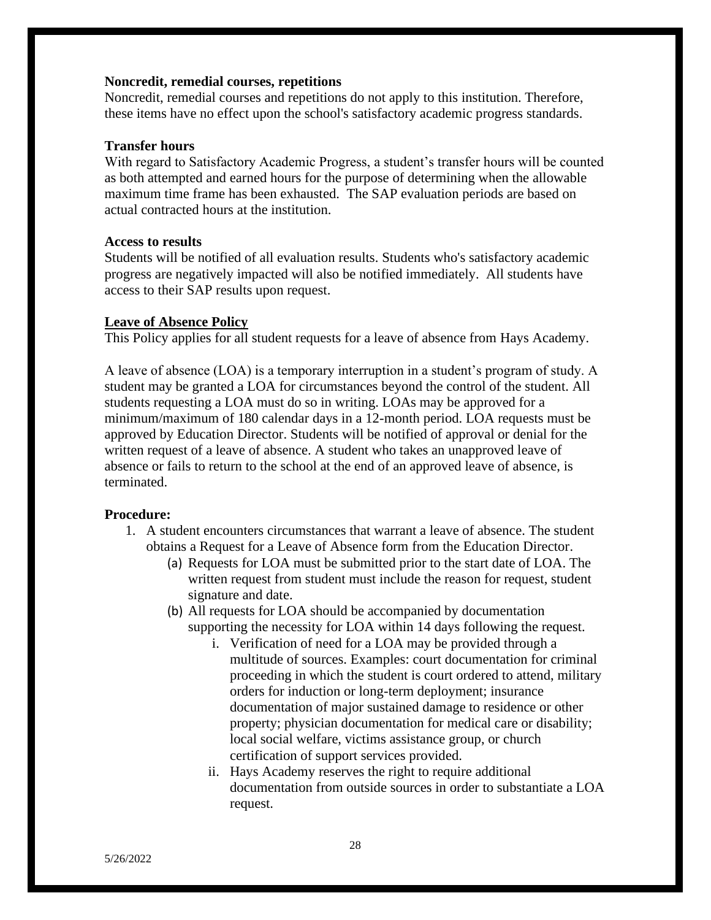**Noncredit, remedial courses, repetitions**

Noncredit, remedial courses and repetitions do not apply to this institution. Therefore, these items have no effect upon the school's satisfactory academic progress standards.

**Transfer hours**

With regard to Satisfactory Academic Progress, a student's transfer hours will be counted as both attempted and earned hours for the purpose of determining when the allowable maximum time frame has been exhausted. The SAP evaluation periods are based on actual contracted hours at the institution.

**Access to results**

Students will be notified of all evaluation results. Students who's satisfactory academic progress are negatively impacted will also be notified immediately. All students have access to their SAP results upon request.

**Leave of Absence Policy**

This Policy applies for all student requests for a leave of absence from Hays Academy.

A leave of absence (LOA) is a temporary interruption in a student's program of study. A student may be granted a LOA for circumstances beyond the control of the student. All students requesting a LOA must do so in writing. LOAs may be approved for a minimum/maximum of 180 calendar days in a 12-month period. LOA requests must be approved by Education Director. Students will be notified of approval or denial for the written request of a leave of absence. A student who takes an unapproved leave of absence or fails to return to the school at the end of an approved leave of absence, is terminated.

**Procedure:**

1. A student encounters circumstances that warrant a leave of absence. The student obtains a Request for a Leave of Absence form from the Education Director.
   (a) Requests for LOA must be submitted prior to the start date of LOA. The written request from student must include the reason for request, student signature and date.
   (b) All requests for LOA should be accompanied by documentation supporting the necessity for LOA within 14 days following the request.
      i. Verification of need for a LOA may be provided through a multitude of sources. Examples: court documentation for criminal proceeding in which the student is court ordered to attend, military orders for induction or long-term deployment; insurance documentation of major sustained damage to residence or other property; physician documentation for medical care or disability; local social welfare, victims assistance group, or church certification of support services provided.
      ii. Hays Academy reserves the right to require additional documentation from outside sources in order to substantiate a LOA request.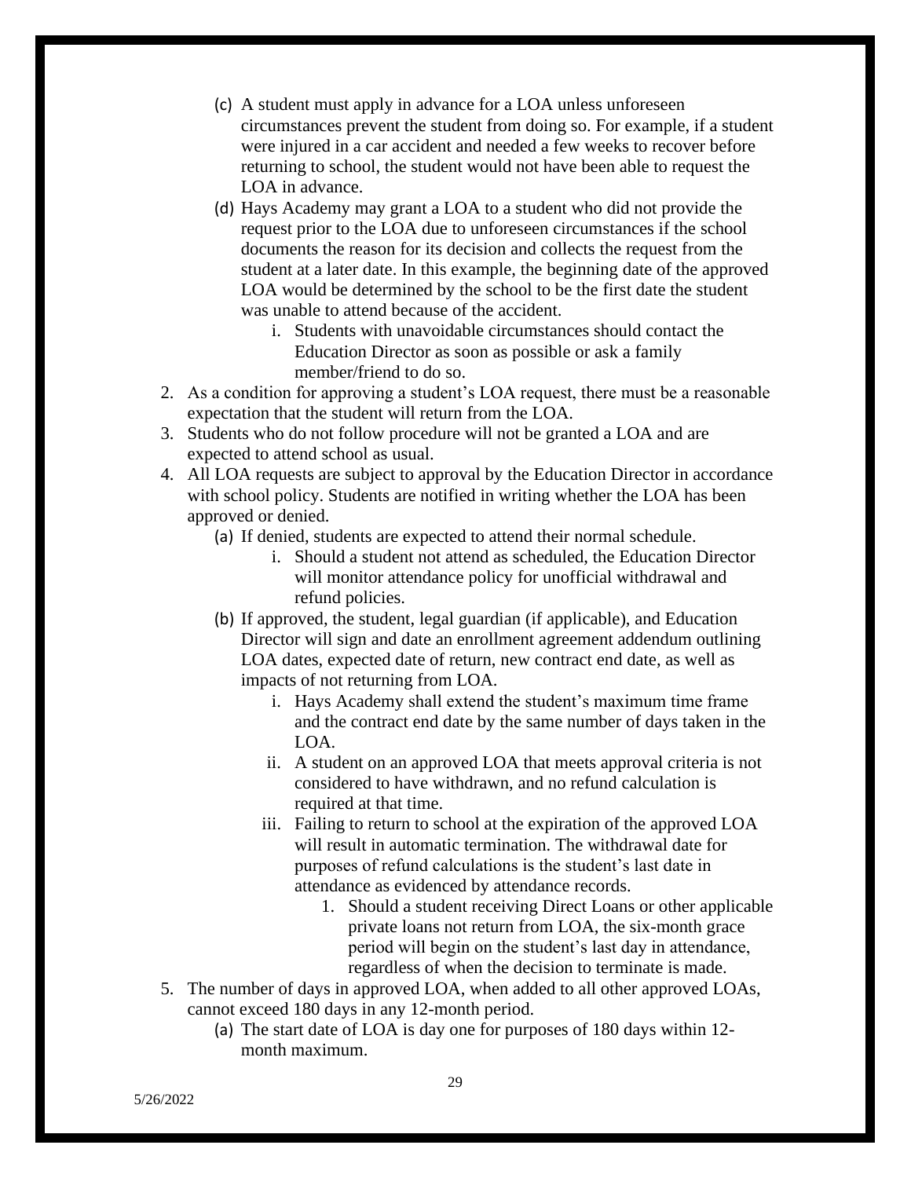(c) A student must apply in advance for a LOA unless unforeseen circumstances prevent the student from doing so. For example, if a student were injured in a car accident and needed a few weeks to recover before returning to school, the student would not have been able to request the LOA in advance.
   (d) Hays Academy may grant a LOA to a student who did not provide the request prior to the LOA due to unforeseen circumstances if the school documents the reason for its decision and collects the request from the student at a later date. In this example, the beginning date of the approved LOA would be determined by the school to be the first date the student was unable to attend because of the accident.
      i. Students with unavoidable circumstances should contact the Education Director as soon as possible or ask a family member/friend to do so.
2. As a condition for approving a student's LOA request, there must be a reasonable expectation that the student will return from the LOA.
3. Students who do not follow procedure will not be granted a LOA and are expected to attend school as usual.
4. All LOA requests are subject to approval by the Education Director in accordance with school policy. Students are notified in writing whether the LOA has been approved or denied.
   (a) If denied, students are expected to attend their normal schedule.
      i. Should a student not attend as scheduled, the Education Director will monitor attendance policy for unofficial withdrawal and refund policies.
   (b) If approved, the student, legal guardian (if applicable), and Education Director will sign and date an enrollment agreement addendum outlining LOA dates, expected date of return, new contract end date, as well as impacts of not returning from LOA.
      i. Hays Academy shall extend the student's maximum time frame and the contract end date by the same number of days taken in the LOA.
      ii. A student on an approved LOA that meets approval criteria is not considered to have withdrawn, and no refund calculation is required at that time.
      iii. Failing to return to school at the expiration of the approved LOA will result in automatic termination. The withdrawal date for purposes of refund calculations is the student's last date in attendance as evidenced by attendance records.
         1. Should a student receiving Direct Loans or other applicable private loans not return from LOA, the six-month grace period will begin on the student's last day in attendance, regardless of when the decision to terminate is made.
5. The number of days in approved LOA, when added to all other approved LOAs, cannot exceed 180 days in any 12-month period.
   (a) The start date of LOA is day one for purposes of 180 days within 12-month maximum.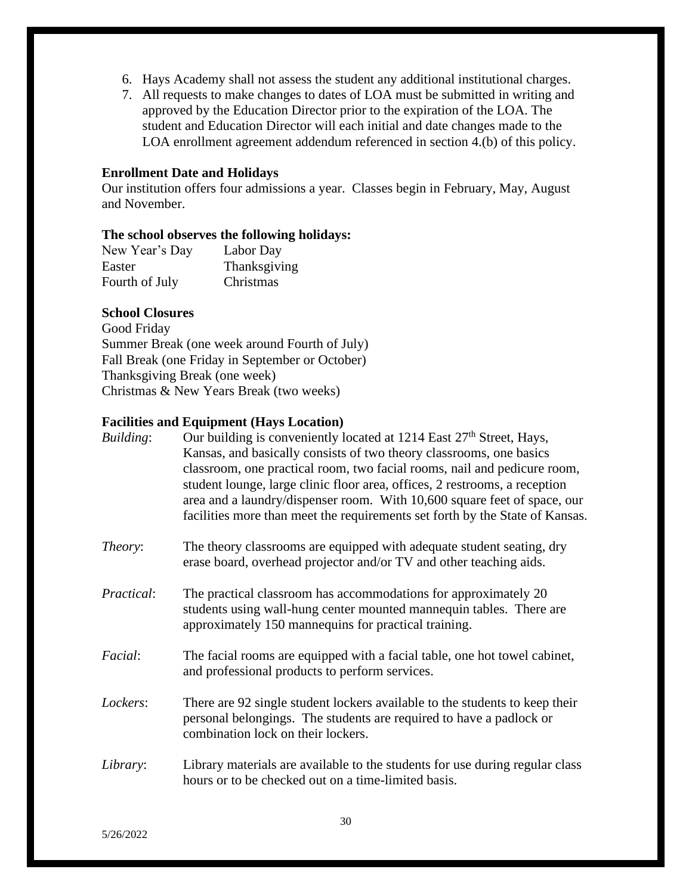6. Hays Academy shall not assess the student any additional institutional charges.
7. All requests to make changes to dates of LOA must be submitted in writing and approved by the Education Director prior to the expiration of the LOA. The student and Education Director will each initial and date changes made to the LOA enrollment agreement addendum referenced in section 4.(b) of this policy.

**Enrollment Date and Holidays**

Our institution offers four admissions a year. Classes begin in February, May, August and November.

**The school observes the following holidays:**

| | |
|---|---|
| New Year's Day | Labor Day |
| Easter | Thanksgiving |
| Fourth of July | Christmas |

**School Closures**

Good Friday
Summer Break (one week around Fourth of July)
Fall Break (one Friday in September or October)
Thanksgiving Break (one week)
Christmas & New Years Break (two weeks)

**Facilities and Equipment (Hays Location)**

*Building*: Our building is conveniently located at 1214 East 27th Street, Hays, Kansas, and basically consists of two theory classrooms, one basics classroom, one practical room, two facial rooms, nail and pedicure room, student lounge, large clinic floor area, offices, 2 restrooms, a reception area and a laundry/dispenser room. With 10,600 square feet of space, our facilities more than meet the requirements set forth by the State of Kansas.

*Theory*: The theory classrooms are equipped with adequate student seating, dry erase board, overhead projector and/or TV and other teaching aids.

*Practical*: The practical classroom has accommodations for approximately 20 students using wall-hung center mounted mannequin tables. There are approximately 150 mannequins for practical training.

*Facial*: The facial rooms are equipped with a facial table, one hot towel cabinet, and professional products to perform services.

*Lockers*: There are 92 single student lockers available to the students to keep their personal belongings. The students are required to have a padlock or combination lock on their lockers.

*Library*: Library materials are available to the students for use during regular class hours or to be checked out on a time-limited basis.

5/26/2022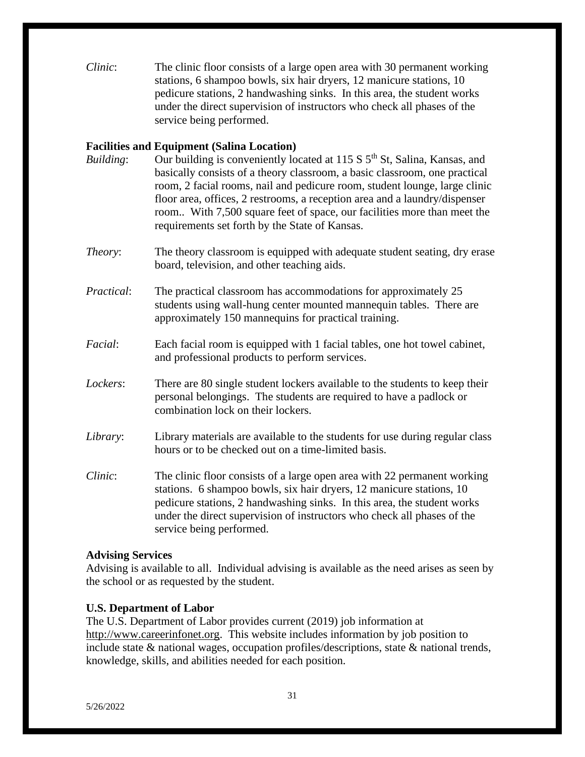*Clinic*: The clinic floor consists of a large open area with 30 permanent working stations, 6 shampoo bowls, six hair dryers, 12 manicure stations, 10 pedicure stations, 2 handwashing sinks. In this area, the student works under the direct supervision of instructors who check all phases of the service being performed.

**Facilities and Equipment (Salina Location)**

*Building*: Our building is conveniently located at 115 S 5th St, Salina, Kansas, and basically consists of a theory classroom, a basic classroom, one practical room, 2 facial rooms, nail and pedicure room, student lounge, large clinic floor area, offices, 2 restrooms, a reception area and a laundry/dispenser room.. With 7,500 square feet of space, our facilities more than meet the requirements set forth by the State of Kansas.

*Theory*: The theory classroom is equipped with adequate student seating, dry erase board, television, and other teaching aids.

*Practical*: The practical classroom has accommodations for approximately 25 students using wall-hung center mounted mannequin tables. There are approximately 150 mannequins for practical training.

*Facial*: Each facial room is equipped with 1 facial tables, one hot towel cabinet, and professional products to perform services.

*Lockers*: There are 80 single student lockers available to the students to keep their personal belongings. The students are required to have a padlock or combination lock on their lockers.

*Library*: Library materials are available to the students for use during regular class hours or to be checked out on a time-limited basis.

*Clinic*: The clinic floor consists of a large open area with 22 permanent working stations. 6 shampoo bowls, six hair dryers, 12 manicure stations, 10 pedicure stations, 2 handwashing sinks. In this area, the student works under the direct supervision of instructors who check all phases of the service being performed.

**Advising Services**

Advising is available to all. Individual advising is available as the need arises as seen by the school or as requested by the student.

**U.S. Department of Labor**

The U.S. Department of Labor provides current (2019) job information at http://www.careerinfonet.org. This website includes information by job position to include state & national wages, occupation profiles/descriptions, state & national trends, knowledge, skills, and abilities needed for each position.

5/26/2022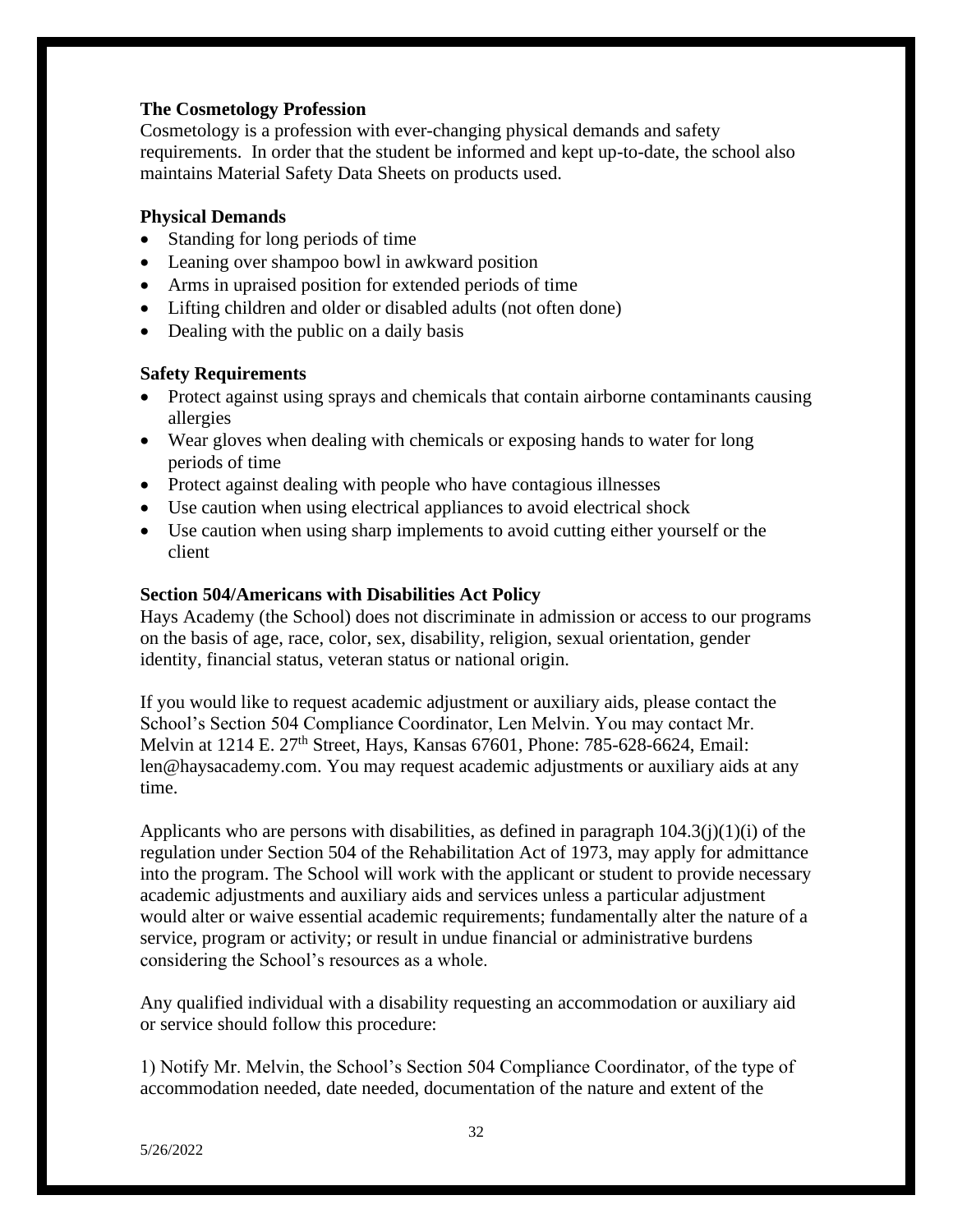**The Cosmetology Profession**

Cosmetology is a profession with ever-changing physical demands and safety requirements. In order that the student be informed and kept up-to-date, the school also maintains Material Safety Data Sheets on products used.

**Physical Demands**

- Standing for long periods of time
- Leaning over shampoo bowl in awkward position
- Arms in upraised position for extended periods of time
- Lifting children and older or disabled adults (not often done)
- Dealing with the public on a daily basis

**Safety Requirements**

- Protect against using sprays and chemicals that contain airborne contaminants causing allergies
- Wear gloves when dealing with chemicals or exposing hands to water for long periods of time
- Protect against dealing with people who have contagious illnesses
- Use caution when using electrical appliances to avoid electrical shock
- Use caution when using sharp implements to avoid cutting either yourself or the client

**Section 504/Americans with Disabilities Act Policy**

Hays Academy (the School) does not discriminate in admission or access to our programs on the basis of age, race, color, sex, disability, religion, sexual orientation, gender identity, financial status, veteran status or national origin.

If you would like to request academic adjustment or auxiliary aids, please contact the School's Section 504 Compliance Coordinator, Len Melvin. You may contact Mr. Melvin at 1214 E. 27th Street, Hays, Kansas 67601, Phone: 785-628-6624, Email: len@haysacademy.com. You may request academic adjustments or auxiliary aids at any time.

Applicants who are persons with disabilities, as defined in paragraph 104.3(j)(1)(i) of the regulation under Section 504 of the Rehabilitation Act of 1973, may apply for admittance into the program. The School will work with the applicant or student to provide necessary academic adjustments and auxiliary aids and services unless a particular adjustment would alter or waive essential academic requirements; fundamentally alter the nature of a service, program or activity; or result in undue financial or administrative burdens considering the School's resources as a whole.

Any qualified individual with a disability requesting an accommodation or auxiliary aid or service should follow this procedure:

1) Notify Mr. Melvin, the School's Section 504 Compliance Coordinator, of the type of accommodation needed, date needed, documentation of the nature and extent of the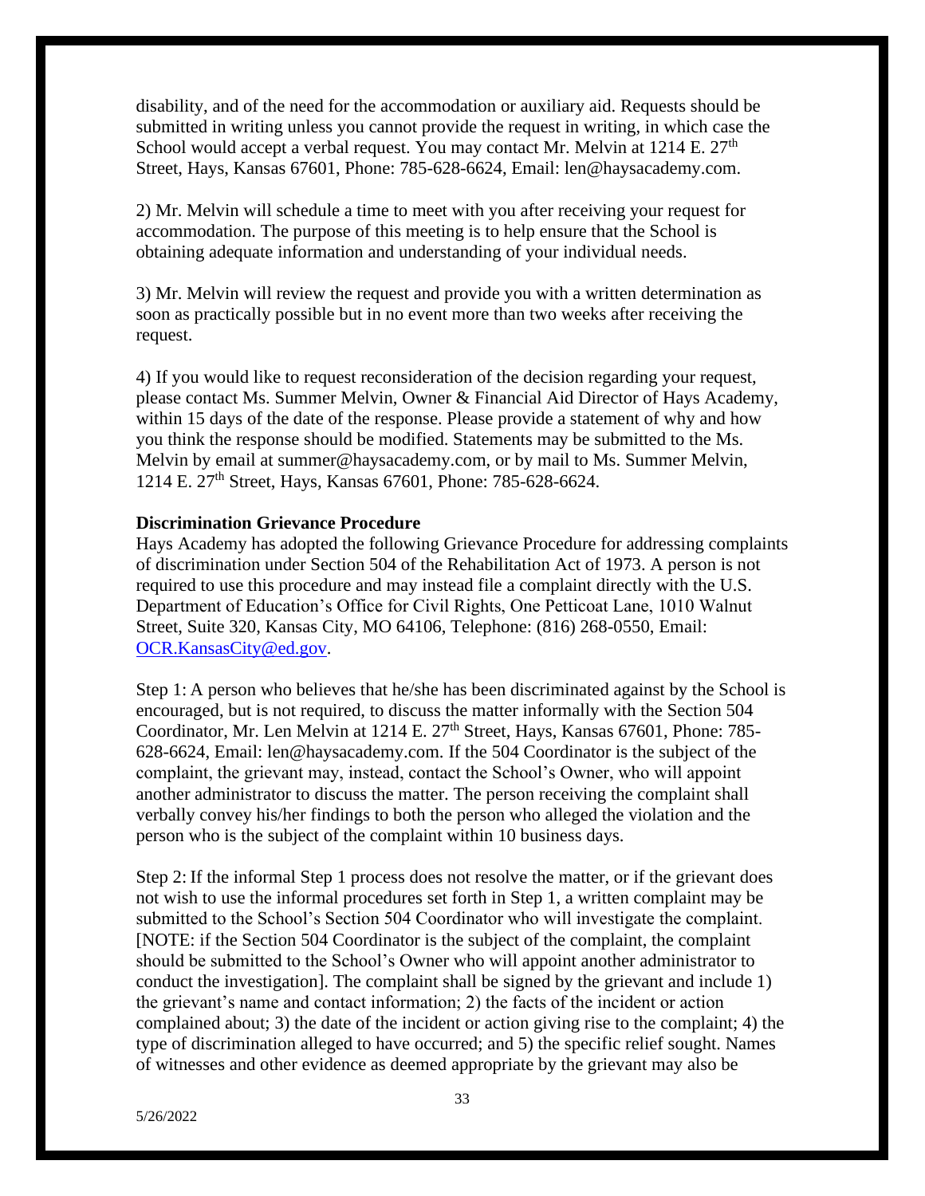disability, and of the need for the accommodation or auxiliary aid. Requests should be submitted in writing unless you cannot provide the request in writing, in which case the School would accept a verbal request. You may contact Mr. Melvin at 1214 E. 27th Street, Hays, Kansas 67601, Phone: 785-628-6624, Email: len@haysacademy.com.

2) Mr. Melvin will schedule a time to meet with you after receiving your request for accommodation. The purpose of this meeting is to help ensure that the School is obtaining adequate information and understanding of your individual needs.

3) Mr. Melvin will review the request and provide you with a written determination as soon as practically possible but in no event more than two weeks after receiving the request.

4) If you would like to request reconsideration of the decision regarding your request, please contact Ms. Summer Melvin, Owner & Financial Aid Director of Hays Academy, within 15 days of the date of the response. Please provide a statement of why and how you think the response should be modified. Statements may be submitted to the Ms. Melvin by email at summer@haysacademy.com, or by mail to Ms. Summer Melvin, 1214 E. 27th Street, Hays, Kansas 67601, Phone: 785-628-6624.

**Discrimination Grievance Procedure**

Hays Academy has adopted the following Grievance Procedure for addressing complaints of discrimination under Section 504 of the Rehabilitation Act of 1973. A person is not required to use this procedure and may instead file a complaint directly with the U.S. Department of Education's Office for Civil Rights, One Petticoat Lane, 1010 Walnut Street, Suite 320, Kansas City, MO 64106, Telephone: (816) 268-0550, Email: OCR.KansasCity@ed.gov.

Step 1: A person who believes that he/she has been discriminated against by the School is encouraged, but is not required, to discuss the matter informally with the Section 504 Coordinator, Mr. Len Melvin at 1214 E. 27th Street, Hays, Kansas 67601, Phone: 785-628-6624, Email: len@haysacademy.com. If the 504 Coordinator is the subject of the complaint, the grievant may, instead, contact the School's Owner, who will appoint another administrator to discuss the matter. The person receiving the complaint shall verbally convey his/her findings to both the person who alleged the violation and the person who is the subject of the complaint within 10 business days.

Step 2: If the informal Step 1 process does not resolve the matter, or if the grievant does not wish to use the informal procedures set forth in Step 1, a written complaint may be submitted to the School's Section 504 Coordinator who will investigate the complaint. [NOTE: if the Section 504 Coordinator is the subject of the complaint, the complaint should be submitted to the School's Owner who will appoint another administrator to conduct the investigation]. The complaint shall be signed by the grievant and include 1) the grievant's name and contact information; 2) the facts of the incident or action complained about; 3) the date of the incident or action giving rise to the complaint; 4) the type of discrimination alleged to have occurred; and 5) the specific relief sought. Names of witnesses and other evidence as deemed appropriate by the grievant may also be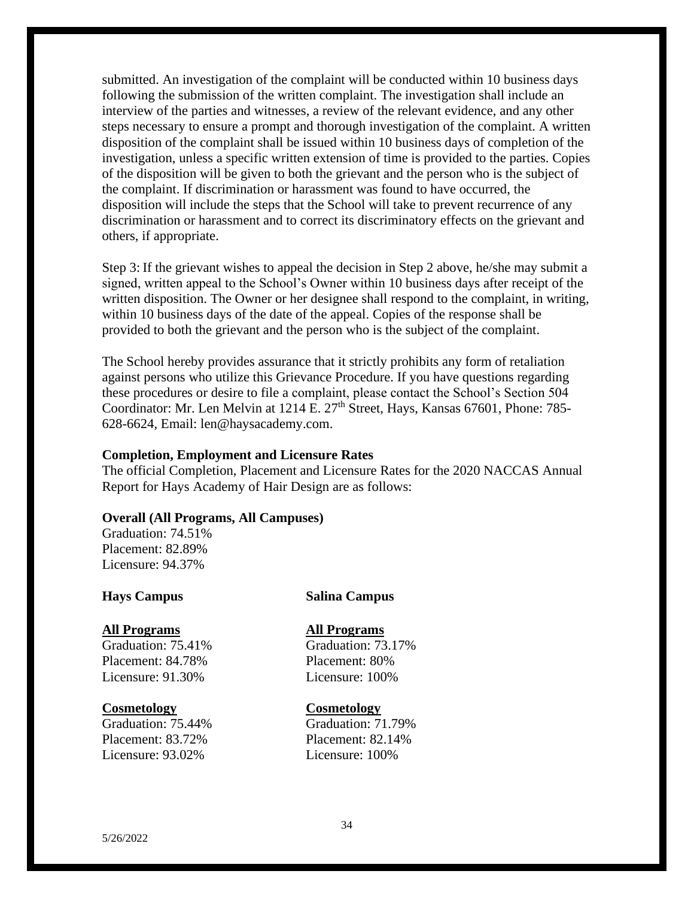submitted. An investigation of the complaint will be conducted within 10 business days following the submission of the written complaint. The investigation shall include an interview of the parties and witnesses, a review of the relevant evidence, and any other steps necessary to ensure a prompt and thorough investigation of the complaint. A written disposition of the complaint shall be issued within 10 business days of completion of the investigation, unless a specific written extension of time is provided to the parties. Copies of the disposition will be given to both the grievant and the person who is the subject of the complaint. If discrimination or harassment was found to have occurred, the disposition will include the steps that the School will take to prevent recurrence of any discrimination or harassment and to correct its discriminatory effects on the grievant and others, if appropriate.

Step 3: If the grievant wishes to appeal the decision in Step 2 above, he/she may submit a signed, written appeal to the School's Owner within 10 business days after receipt of the written disposition. The Owner or her designee shall respond to the complaint, in writing, within 10 business days of the date of the appeal. Copies of the response shall be provided to both the grievant and the person who is the subject of the complaint.

The School hereby provides assurance that it strictly prohibits any form of retaliation against persons who utilize this Grievance Procedure. If you have questions regarding these procedures or desire to file a complaint, please contact the School's Section 504 Coordinator: Mr. Len Melvin at 1214 E. 27th Street, Hays, Kansas 67601, Phone: 785-628-6624, Email: len@haysacademy.com.

**Completion, Employment and Licensure Rates**

The official Completion, Placement and Licensure Rates for the 2020 NACCAS Annual Report for Hays Academy of Hair Design are as follows:

**Overall (All Programs, All Campuses)**

Graduation: 74.51%
Placement: 82.89%
Licensure: 94.37%

**Hays Campus**

**All Programs**

Graduation: 75.41%
Placement: 84.78%
Licensure: 91.30%

**Cosmetology**

Graduation: 75.44%
Placement: 83.72%
Licensure: 93.02%

**Salina Campus**

**All Programs**

Graduation: 73.17%
Placement: 80%
Licensure: 100%

**Cosmetology**

Graduation: 71.79%
Placement: 82.14%
Licensure: 100%

5/26/2022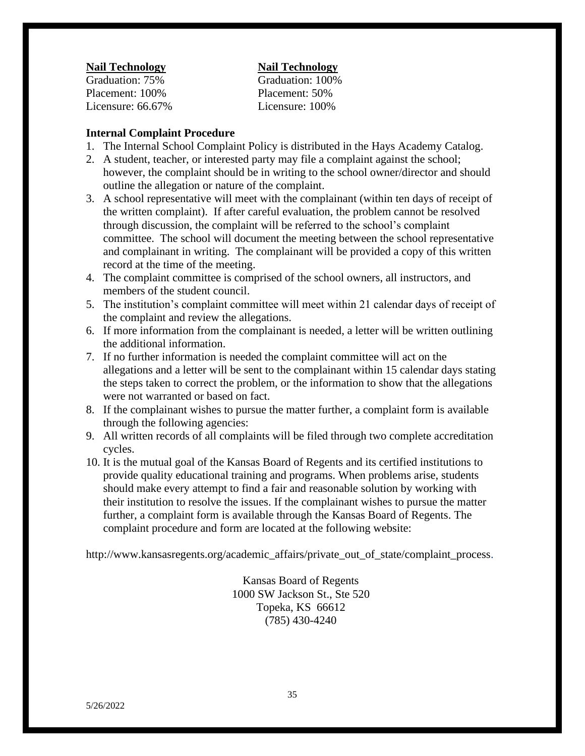**Nail Technology**
Graduation: 75%
Placement: 100%
Licensure: 66.67%

**Nail Technology**
Graduation: 100%
Placement: 50%
Licensure: 100%

**Internal Complaint Procedure**

1. The Internal School Complaint Policy is distributed in the Hays Academy Catalog.
2. A student, teacher, or interested party may file a complaint against the school; however, the complaint should be in writing to the school owner/director and should outline the allegation or nature of the complaint.
3. A school representative will meet with the complainant (within ten days of receipt of the written complaint). If after careful evaluation, the problem cannot be resolved through discussion, the complaint will be referred to the school's complaint committee. The school will document the meeting between the school representative and complainant in writing. The complainant will be provided a copy of this written record at the time of the meeting.
4. The complaint committee is comprised of the school owners, all instructors, and members of the student council.
5. The institution's complaint committee will meet within 21 calendar days of receipt of the complaint and review the allegations.
6. If more information from the complainant is needed, a letter will be written outlining the additional information.
7. If no further information is needed the complaint committee will act on the allegations and a letter will be sent to the complainant within 15 calendar days stating the steps taken to correct the problem, or the information to show that the allegations were not warranted or based on fact.
8. If the complainant wishes to pursue the matter further, a complaint form is available through the following agencies:
9. All written records of all complaints will be filed through two complete accreditation cycles.
10. It is the mutual goal of the Kansas Board of Regents and its certified institutions to provide quality educational training and programs. When problems arise, students should make every attempt to find a fair and reasonable solution by working with their institution to resolve the issues. If the complainant wishes to pursue the matter further, a complaint form is available through the Kansas Board of Regents. The complaint procedure and form are located at the following website:

http://www.kansasregents.org/academic_affairs/private_out_of_state/complaint_process.

Kansas Board of Regents
1000 SW Jackson St., Ste 520
Topeka, KS 66612
(785) 430-4240

5/26/2022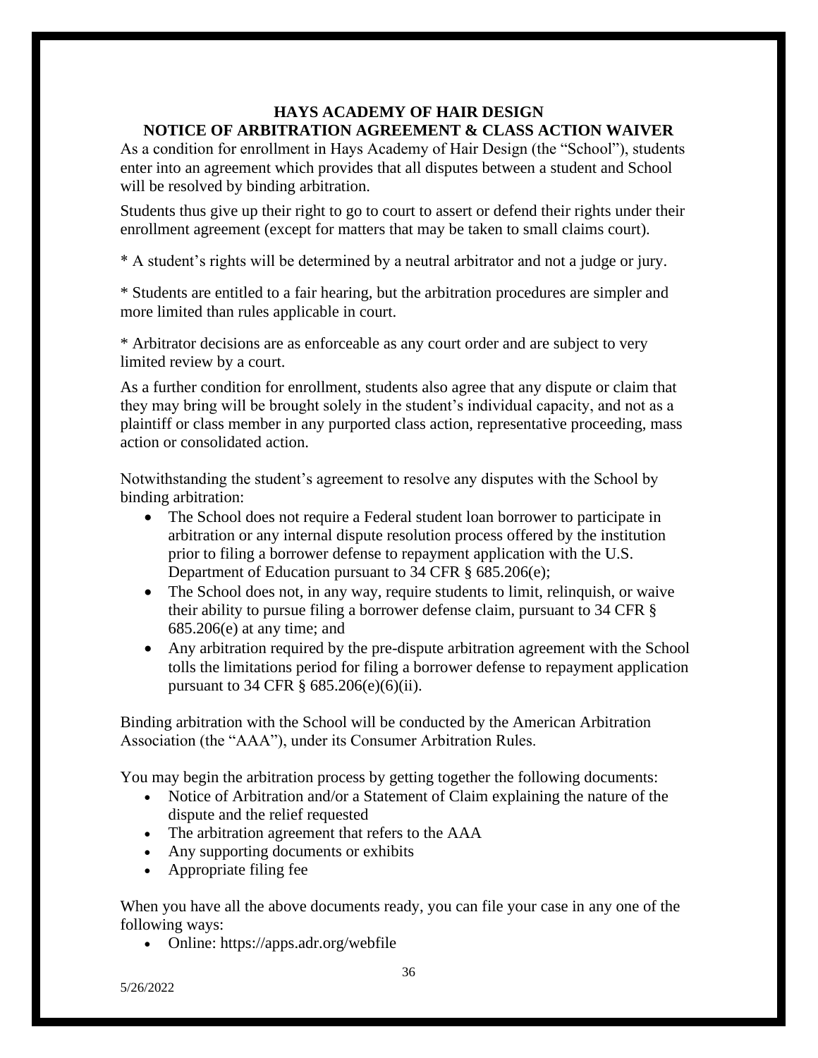# HAYS ACADEMY OF HAIR DESIGN
## NOTICE OF ARBITRATION AGREEMENT & CLASS ACTION WAIVER

As a condition for enrollment in Hays Academy of Hair Design (the "School"), students enter into an agreement which provides that all disputes between a student and School will be resolved by binding arbitration.

Students thus give up their right to go to court to assert or defend their rights under their enrollment agreement (except for matters that may be taken to small claims court).

* A student's rights will be determined by a neutral arbitrator and not a judge or jury.

* Students are entitled to a fair hearing, but the arbitration procedures are simpler and more limited than rules applicable in court.

* Arbitrator decisions are as enforceable as any court order and are subject to very limited review by a court.

As a further condition for enrollment, students also agree that any dispute or claim that they may bring will be brought solely in the student's individual capacity, and not as a plaintiff or class member in any purported class action, representative proceeding, mass action or consolidated action.

Notwithstanding the student's agreement to resolve any disputes with the School by binding arbitration:

- The School does not require a Federal student loan borrower to participate in arbitration or any internal dispute resolution process offered by the institution prior to filing a borrower defense to repayment application with the U.S. Department of Education pursuant to 34 CFR § 685.206(e);
- The School does not, in any way, require students to limit, relinquish, or waive their ability to pursue filing a borrower defense claim, pursuant to 34 CFR § 685.206(e) at any time; and
- Any arbitration required by the pre-dispute arbitration agreement with the School tolls the limitations period for filing a borrower defense to repayment application pursuant to 34 CFR § 685.206(e)(6)(ii).

Binding arbitration with the School will be conducted by the American Arbitration Association (the "AAA"), under its Consumer Arbitration Rules.

You may begin the arbitration process by getting together the following documents:

- Notice of Arbitration and/or a Statement of Claim explaining the nature of the dispute and the relief requested
- The arbitration agreement that refers to the AAA
- Any supporting documents or exhibits
- Appropriate filing fee

When you have all the above documents ready, you can file your case in any one of the following ways:

- Online: https://apps.adr.org/webfile

5/26/2022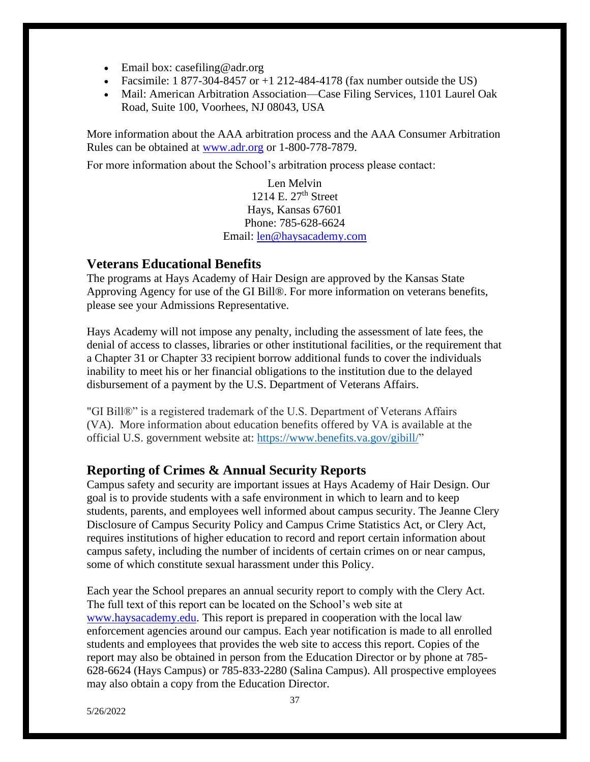- Email box: casefiling@adr.org
- Facsimile: 1 877-304-8457 or +1 212-484-4178 (fax number outside the US)
- Mail: American Arbitration Association—Case Filing Services, 1101 Laurel Oak Road, Suite 100, Voorhees, NJ 08043, USA

More information about the AAA arbitration process and the AAA Consumer Arbitration Rules can be obtained at www.adr.org or 1-800-778-7879.

For more information about the School's arbitration process please contact:

Len Melvin
1214 E. 27th Street
Hays, Kansas 67601
Phone: 785-628-6624
Email: len@haysacademy.com

## Veterans Educational Benefits

The programs at Hays Academy of Hair Design are approved by the Kansas State Approving Agency for use of the GI Bill®. For more information on veterans benefits, please see your Admissions Representative.

Hays Academy will not impose any penalty, including the assessment of late fees, the denial of access to classes, libraries or other institutional facilities, or the requirement that a Chapter 31 or Chapter 33 recipient borrow additional funds to cover the individuals inability to meet his or her financial obligations to the institution due to the delayed disbursement of a payment by the U.S. Department of Veterans Affairs.

"GI Bill®" is a registered trademark of the U.S. Department of Veterans Affairs (VA). More information about education benefits offered by VA is available at the official U.S. government website at: https://www.benefits.va.gov/gibill/"

## Reporting of Crimes & Annual Security Reports

Campus safety and security are important issues at Hays Academy of Hair Design. Our goal is to provide students with a safe environment in which to learn and to keep students, parents, and employees well informed about campus security. The Jeanne Clery Disclosure of Campus Security Policy and Campus Crime Statistics Act, or Clery Act, requires institutions of higher education to record and report certain information about campus safety, including the number of incidents of certain crimes on or near campus, some of which constitute sexual harassment under this Policy.

Each year the School prepares an annual security report to comply with the Clery Act. The full text of this report can be located on the School's web site at www.haysacademy.edu. This report is prepared in cooperation with the local law enforcement agencies around our campus. Each year notification is made to all enrolled students and employees that provides the web site to access this report. Copies of the report may also be obtained in person from the Education Director or by phone at 785-628-6624 (Hays Campus) or 785-833-2280 (Salina Campus). All prospective employees may also obtain a copy from the Education Director.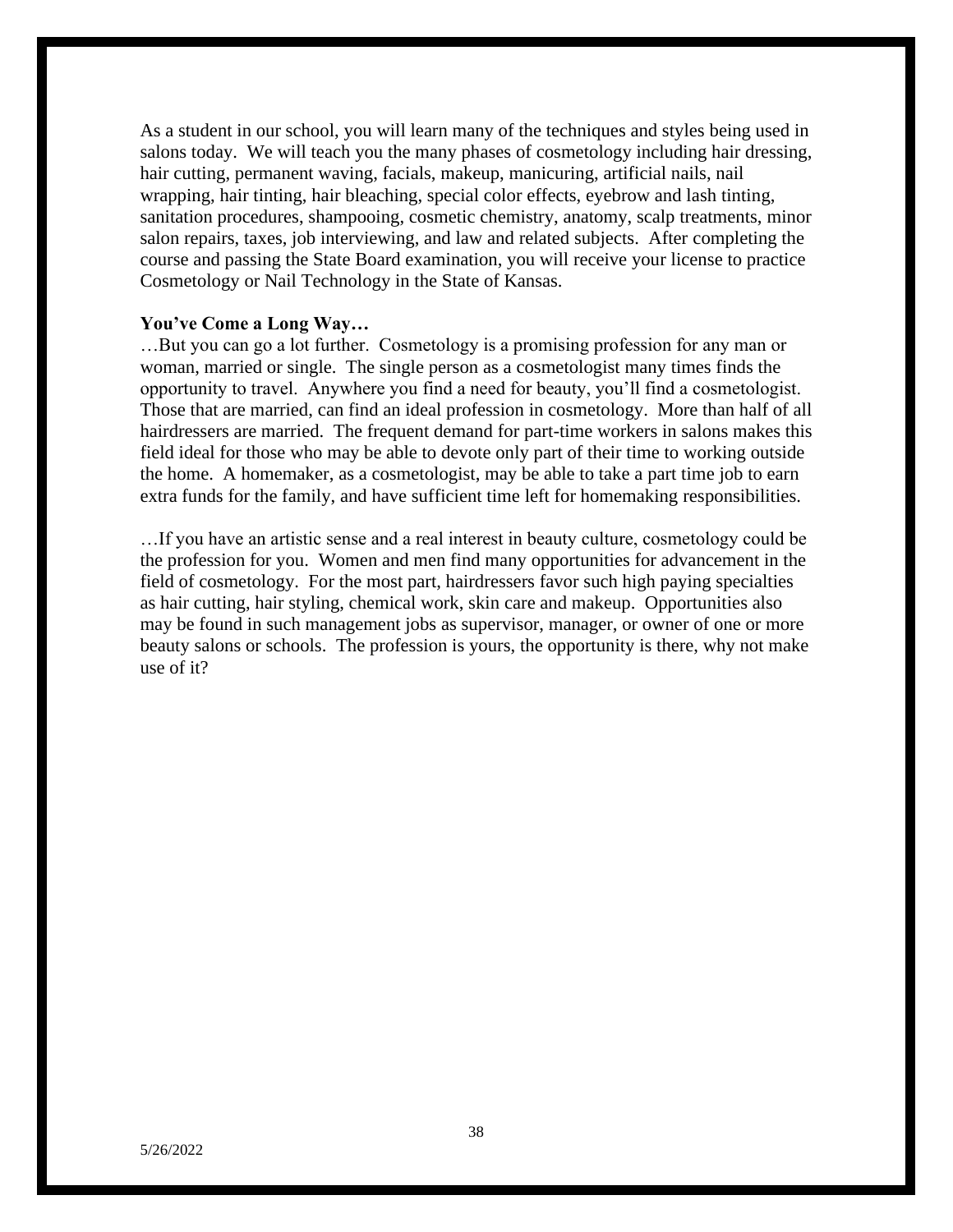As a student in our school, you will learn many of the techniques and styles being used in salons today. We will teach you the many phases of cosmetology including hair dressing, hair cutting, permanent waving, facials, makeup, manicuring, artificial nails, nail wrapping, hair tinting, hair bleaching, special color effects, eyebrow and lash tinting, sanitation procedures, shampooing, cosmetic chemistry, anatomy, scalp treatments, minor salon repairs, taxes, job interviewing, and law and related subjects. After completing the course and passing the State Board examination, you will receive your license to practice Cosmetology or Nail Technology in the State of Kansas.

**You've Come a Long Way…**

…But you can go a lot further. Cosmetology is a promising profession for any man or woman, married or single. The single person as a cosmetologist many times finds the opportunity to travel. Anywhere you find a need for beauty, you'll find a cosmetologist. Those that are married, can find an ideal profession in cosmetology. More than half of all hairdressers are married. The frequent demand for part-time workers in salons makes this field ideal for those who may be able to devote only part of their time to working outside the home. A homemaker, as a cosmetologist, may be able to take a part time job to earn extra funds for the family, and have sufficient time left for homemaking responsibilities.

…If you have an artistic sense and a real interest in beauty culture, cosmetology could be the profession for you. Women and men find many opportunities for advancement in the field of cosmetology. For the most part, hairdressers favor such high paying specialties as hair cutting, hair styling, chemical work, skin care and makeup. Opportunities also may be found in such management jobs as supervisor, manager, or owner of one or more beauty salons or schools. The profession is yours, the opportunity is there, why not make use of it?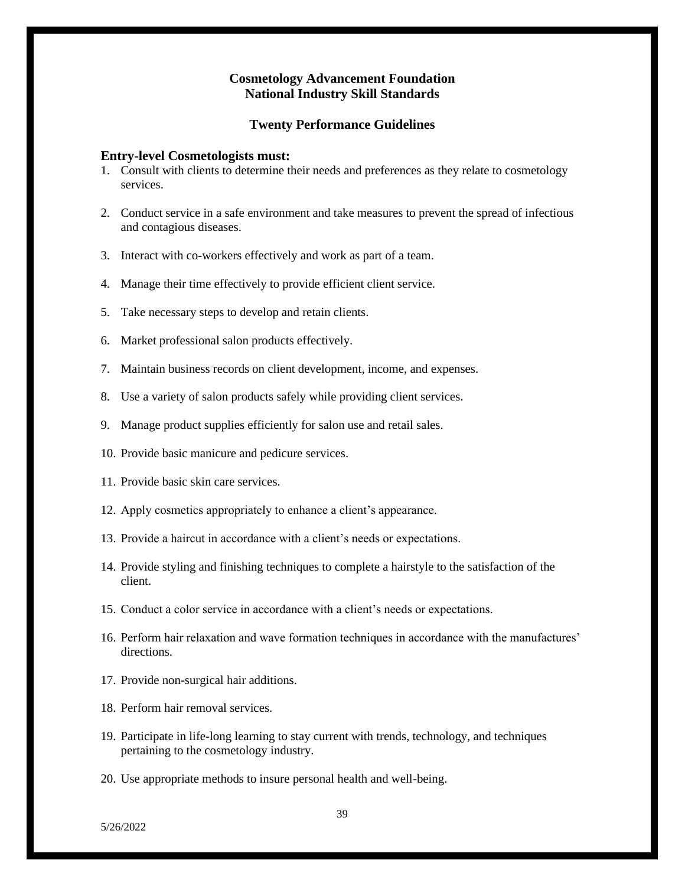# Cosmetology Advancement Foundation
# National Industry Skill Standards

## Twenty Performance Guidelines

### Entry-level Cosmetologists must:

1. Consult with clients to determine their needs and preferences as they relate to cosmetology services.

2. Conduct service in a safe environment and take measures to prevent the spread of infectious and contagious diseases.

3. Interact with co-workers effectively and work as part of a team.

4. Manage their time effectively to provide efficient client service.

5. Take necessary steps to develop and retain clients.

6. Market professional salon products effectively.

7. Maintain business records on client development, income, and expenses.

8. Use a variety of salon products safely while providing client services.

9. Manage product supplies efficiently for salon use and retail sales.

10. Provide basic manicure and pedicure services.

11. Provide basic skin care services.

12. Apply cosmetics appropriately to enhance a client's appearance.

13. Provide a haircut in accordance with a client's needs or expectations.

14. Provide styling and finishing techniques to complete a hairstyle to the satisfaction of the client.

15. Conduct a color service in accordance with a client's needs or expectations.

16. Perform hair relaxation and wave formation techniques in accordance with the manufactures' directions.

17. Provide non-surgical hair additions.

18. Perform hair removal services.

19. Participate in life-long learning to stay current with trends, technology, and techniques pertaining to the cosmetology industry.

20. Use appropriate methods to insure personal health and well-being.

5/26/2022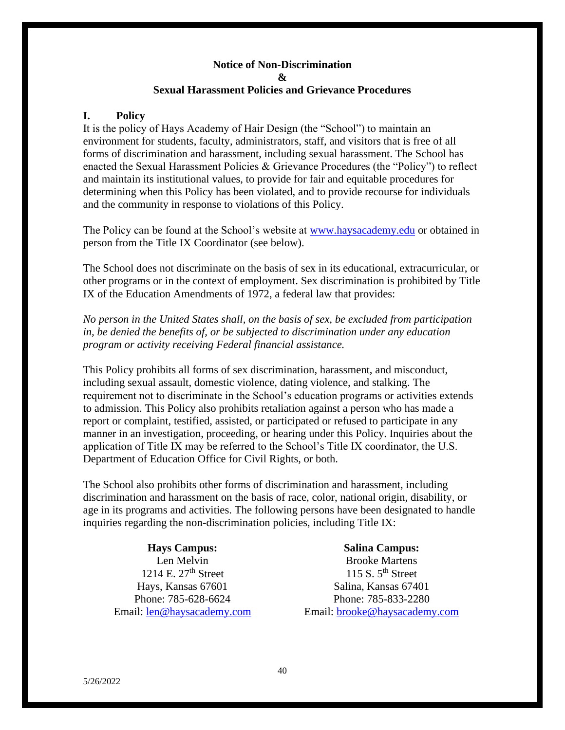## Notice of Non-Discrimination & Sexual Harassment Policies and Grievance Procedures

### I. Policy

It is the policy of Hays Academy of Hair Design (the "School") to maintain an environment for students, faculty, administrators, staff, and visitors that is free of all forms of discrimination and harassment, including sexual harassment. The School has enacted the Sexual Harassment Policies & Grievance Procedures (the "Policy") to reflect and maintain its institutional values, to provide for fair and equitable procedures for determining when this Policy has been violated, and to provide recourse for individuals and the community in response to violations of this Policy.

The Policy can be found at the School's website at www.haysacademy.edu or obtained in person from the Title IX Coordinator (see below).

The School does not discriminate on the basis of sex in its educational, extracurricular, or other programs or in the context of employment. Sex discrimination is prohibited by Title IX of the Education Amendments of 1972, a federal law that provides:

*No person in the United States shall, on the basis of sex, be excluded from participation in, be denied the benefits of, or be subjected to discrimination under any education program or activity receiving Federal financial assistance.*

This Policy prohibits all forms of sex discrimination, harassment, and misconduct, including sexual assault, domestic violence, dating violence, and stalking. The requirement not to discriminate in the School's education programs or activities extends to admission. This Policy also prohibits retaliation against a person who has made a report or complaint, testified, assisted, or participated or refused to participate in any manner in an investigation, proceeding, or hearing under this Policy. Inquiries about the application of Title IX may be referred to the School's Title IX coordinator, the U.S. Department of Education Office for Civil Rights, or both.

The School also prohibits other forms of discrimination and harassment, including discrimination and harassment on the basis of race, color, national origin, disability, or age in its programs and activities. The following persons have been designated to handle inquiries regarding the non-discrimination policies, including Title IX:

**Hays Campus:**
Len Melvin
1214 E. 27th Street
Hays, Kansas 67601
Phone: 785-628-6624
Email: len@haysacademy.com

**Salina Campus:**
Brooke Martens
115 S. 5th Street
Salina, Kansas 67401
Phone: 785-833-2280
Email: brooke@haysacademy.com

5/26/2022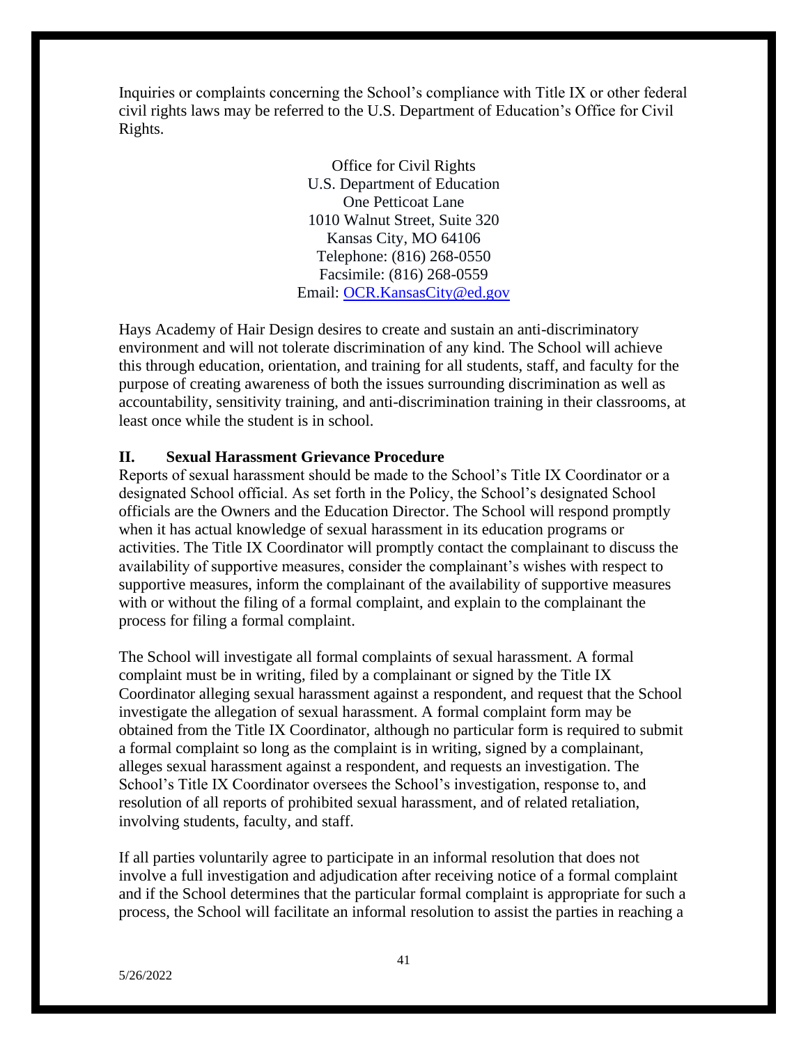Inquiries or complaints concerning the School's compliance with Title IX or other federal civil rights laws may be referred to the U.S. Department of Education's Office for Civil Rights.

Office for Civil Rights
U.S. Department of Education
One Petticoat Lane
1010 Walnut Street, Suite 320
Kansas City, MO 64106
Telephone: (816) 268-0550
Facsimile: (816) 268-0559
Email: OCR.KansasCity@ed.gov

Hays Academy of Hair Design desires to create and sustain an anti-discriminatory environment and will not tolerate discrimination of any kind. The School will achieve this through education, orientation, and training for all students, staff, and faculty for the purpose of creating awareness of both the issues surrounding discrimination as well as accountability, sensitivity training, and anti-discrimination training in their classrooms, at least once while the student is in school.

## II. Sexual Harassment Grievance Procedure

Reports of sexual harassment should be made to the School's Title IX Coordinator or a designated School official. As set forth in the Policy, the School's designated School officials are the Owners and the Education Director. The School will respond promptly when it has actual knowledge of sexual harassment in its education programs or activities. The Title IX Coordinator will promptly contact the complainant to discuss the availability of supportive measures, consider the complainant's wishes with respect to supportive measures, inform the complainant of the availability of supportive measures with or without the filing of a formal complaint, and explain to the complainant the process for filing a formal complaint.

The School will investigate all formal complaints of sexual harassment. A formal complaint must be in writing, filed by a complainant or signed by the Title IX Coordinator alleging sexual harassment against a respondent, and request that the School investigate the allegation of sexual harassment. A formal complaint form may be obtained from the Title IX Coordinator, although no particular form is required to submit a formal complaint so long as the complaint is in writing, signed by a complainant, alleges sexual harassment against a respondent, and requests an investigation. The School's Title IX Coordinator oversees the School's investigation, response to, and resolution of all reports of prohibited sexual harassment, and of related retaliation, involving students, faculty, and staff.

If all parties voluntarily agree to participate in an informal resolution that does not involve a full investigation and adjudication after receiving notice of a formal complaint and if the School determines that the particular formal complaint is appropriate for such a process, the School will facilitate an informal resolution to assist the parties in reaching a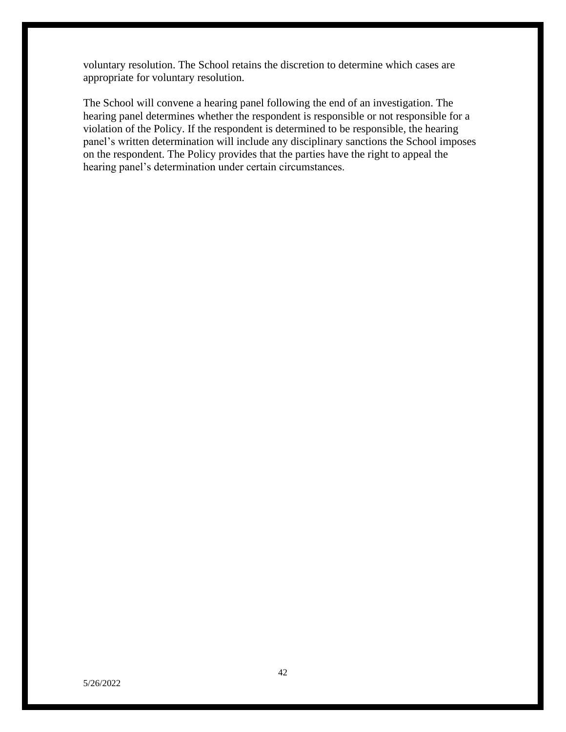voluntary resolution. The School retains the discretion to determine which cases are appropriate for voluntary resolution.

The School will convene a hearing panel following the end of an investigation. The hearing panel determines whether the respondent is responsible or not responsible for a violation of the Policy. If the respondent is determined to be responsible, the hearing panel's written determination will include any disciplinary sanctions the School imposes on the respondent. The Policy provides that the parties have the right to appeal the hearing panel's determination under certain circumstances.